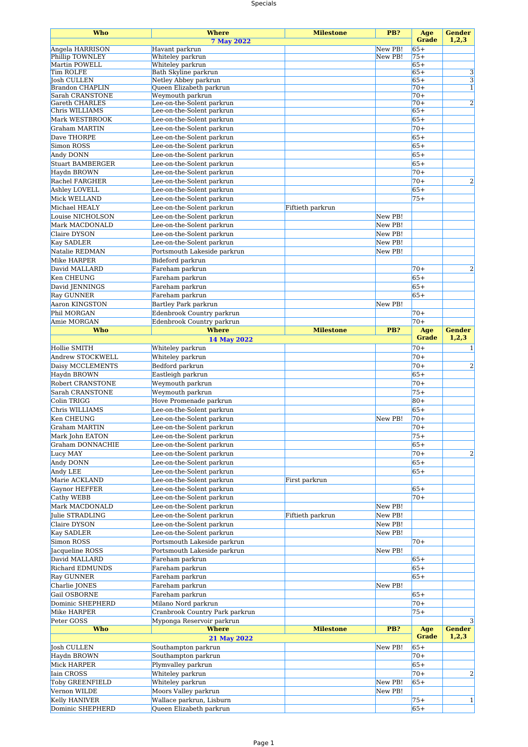# Specials

| Who | Where | Milestone | PB? | Age Grade | Gender 1,2,3 |
|---|---|---|---|---|---|
| **7 May 2022** | | | | | |
| Angela HARRISON | Havant parkrun | | New PB! | 65+ | |
| Phillip TOWNLEY | Whiteley parkrun | | New PB! | 75+ | |
| Martin POWELL | Whiteley parkrun | | | 65+ | |
| Tim ROLFE | Bath Skyline parkrun | | | 65+ | 3 |
| Josh CULLEN | Netley Abbey parkrun | | | 65+ | 3 |
| Brandon CHAPLIN | Queen Elizabeth parkrun | | | 70+ | 1 |
| Sarah CRANSTONE | Weymouth parkrun | | | 70+ | |
| Gareth CHARLES | Lee-on-the-Solent parkrun | | | 70+ | 2 |
| Chris WILLIAMS | Lee-on-the-Solent parkrun | | | 65+ | |
| Mark WESTBROOK | Lee-on-the-Solent parkrun | | | 65+ | |
| Graham MARTIN | Lee-on-the-Solent parkrun | | | 70+ | |
| Dave THORPE | Lee-on-the-Solent parkrun | | | 65+ | |
| Simon ROSS | Lee-on-the-Solent parkrun | | | 65+ | |
| Andy DONN | Lee-on-the-Solent parkrun | | | 65+ | |
| Stuart BAMBERGER | Lee-on-the-Solent parkrun | | | 65+ | |
| Haydn BROWN | Lee-on-the-Solent parkrun | | | 70+ | |
| Rachel FARGHER | Lee-on-the-Solent parkrun | | | 70+ | 2 |
| Ashley LOVELL | Lee-on-the-Solent parkrun | | | 65+ | |
| Mick WELLAND | Lee-on-the-Solent parkrun | | | 75+ | |
| Michael HEALY | Lee-on-the-Solent parkrun | Fiftieth parkrun | | | |
| Louise NICHOLSON | Lee-on-the-Solent parkrun | | New PB! | | |
| Mark MACDONALD | Lee-on-the-Solent parkrun | | New PB! | | |
| Claire DYSON | Lee-on-the-Solent parkrun | | New PB! | | |
| Kay SADLER | Lee-on-the-Solent parkrun | | New PB! | | |
| Natalie REDMAN | Portsmouth Lakeside parkrun | | New PB! | | |
| Mike HARPER | Bideford parkrun | | | | |
| David MALLARD | Fareham parkrun | | | 70+ | 2 |
| Ken CHEUNG | Fareham parkrun | | | 65+ | |
| David JENNINGS | Fareham parkrun | | | 65+ | |
| Ray GUNNER | Fareham parkrun | | | 65+ | |
| Aaron KINGSTON | Bartley Park parkrun | | New PB! | | |
| Phil MORGAN | Edenbrook Country parkrun | | | 70+ | |
| Amie MORGAN | Edenbrook Country parkrun | | | 70+ | |
| **14 May 2022** | | | | | |
| Hollie SMITH | Whiteley parkrun | | | 70+ | 1 |
| Andrew STOCKWELL | Whiteley parkrun | | | 70+ | |
| Daisy MCCLEMENTS | Bedford parkrun | | | 70+ | 2 |
| Haydn BROWN | Eastleigh parkrun | | | 65+ | |
| Robert CRANSTONE | Weymouth parkrun | | | 70+ | |
| Sarah CRANSTONE | Weymouth parkrun | | | 75+ | |
| Colin TRIGG | Hove Promenade parkrun | | | 80+ | |
| Chris WILLIAMS | Lee-on-the-Solent parkrun | | | 65+ | |
| Ken CHEUNG | Lee-on-the-Solent parkrun | | New PB! | 70+ | |
| Graham MARTIN | Lee-on-the-Solent parkrun | | | 70+ | |
| Mark John EATON | Lee-on-the-Solent parkrun | | | 75+ | |
| Graham DONNACHIE | Lee-on-the-Solent parkrun | | | 65+ | |
| Lucy MAY | Lee-on-the-Solent parkrun | | | 70+ | 2 |
| Andy DONN | Lee-on-the-Solent parkrun | | | 65+ | |
| Andy LEE | Lee-on-the-Solent parkrun | | | 65+ | |
| Marie ACKLAND | Lee-on-the-Solent parkrun | First parkrun | | | |
| Gaynor HEFFER | Lee-on-the-Solent parkrun | | | 65+ | |
| Cathy WEBB | Lee-on-the-Solent parkrun | | | 70+ | |
| Mark MACDONALD | Lee-on-the-Solent parkrun | | New PB! | | |
| Julie STRADLING | Lee-on-the-Solent parkrun | Fiftieth parkrun | New PB! | | |
| Claire DYSON | Lee-on-the-Solent parkrun | | New PB! | | |
| Kay SADLER | Lee-on-the-Solent parkrun | | New PB! | | |
| Simon ROSS | Portsmouth Lakeside parkrun | | | 70+ | |
| Jacqueline ROSS | Portsmouth Lakeside parkrun | | New PB! | | |
| David MALLARD | Fareham parkrun | | | 65+ | |
| Richard EDMUNDS | Fareham parkrun | | | 65+ | |
| Ray GUNNER | Fareham parkrun | | | 65+ | |
| Charlie JONES | Fareham parkrun | | New PB! | | |
| Gail OSBORNE | Fareham parkrun | | | 65+ | |
| Dominic SHEPHERD | Milano Nord parkrun | | | 70+ | |
| Mike HARPER | Cranbrook Country Park parkrun | | | 75+ | |
| Peter GOSS | Myponga Reservoir parkrun | | | | 3 |
| **21 May 2022** | | | | | |
| Josh CULLEN | Southampton parkrun | | New PB! | 65+ | |
| Haydn BROWN | Southampton parkrun | | | 70+ | |
| Mick HARPER | Plymvalley parkrun | | | 65+ | |
| Iain CROSS | Whiteley parkrun | | | 70+ | 2 |
| Toby GREENFIELD | Whiteley parkrun | | New PB! | 65+ | |
| Vernon WILDE | Moors Valley parkrun | | New PB! | | |
| Kelly HANIVER | Wallace parkrun, Lisburn | | | 75+ | 1 |
| Dominic SHEPHERD | Queen Elizabeth parkrun | | | 65+ | |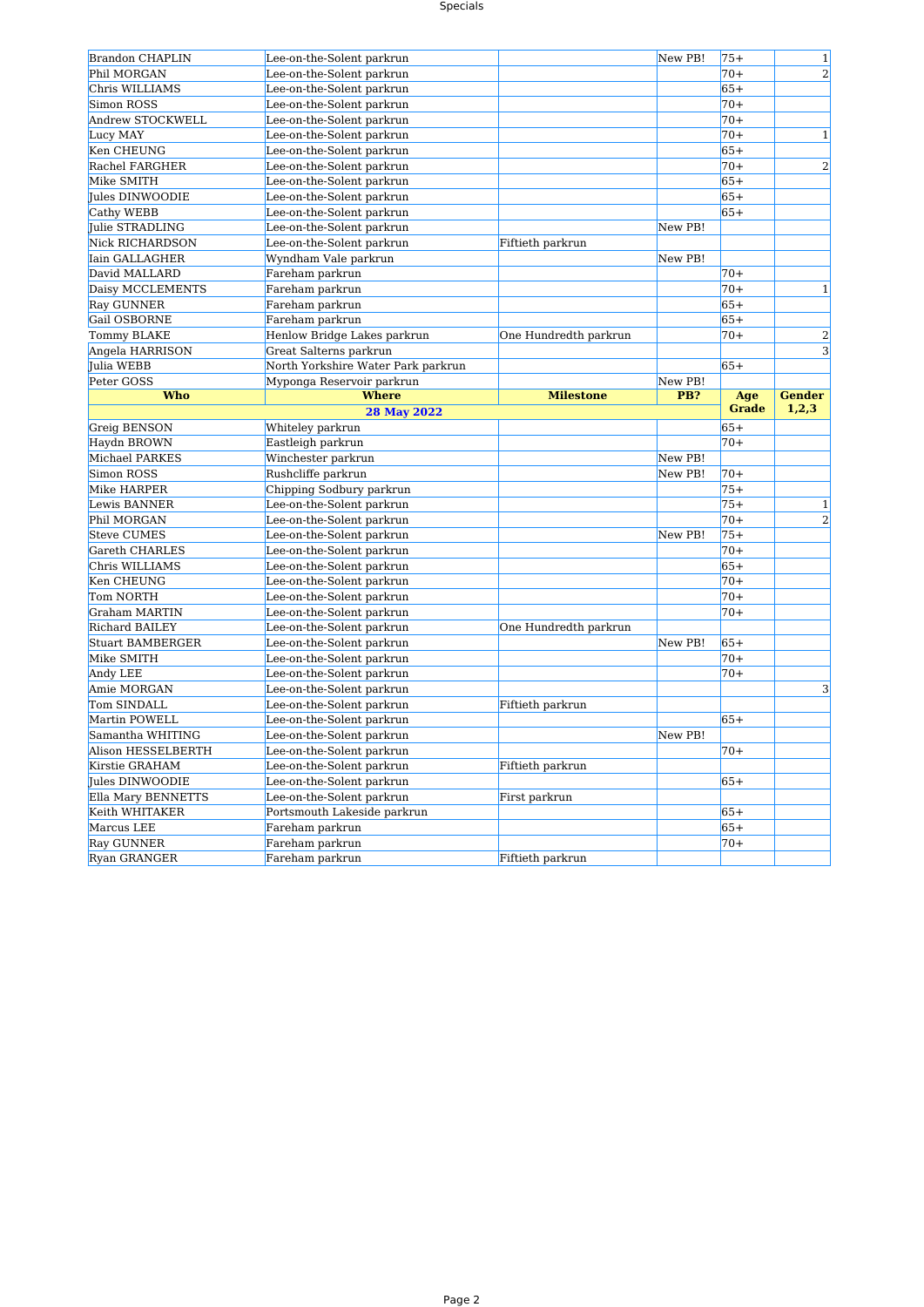| Brandon CHAPLIN | Lee-on-the-Solent parkrun | | New PB! | 75+ | 1 |
|---|---|---|---|---|---|
| Phil MORGAN | Lee-on-the-Solent parkrun | | | 70+ | 2 |
| Chris WILLIAMS | Lee-on-the-Solent parkrun | | | 65+ | |
| Simon ROSS | Lee-on-the-Solent parkrun | | | 70+ | |
| Andrew STOCKWELL | Lee-on-the-Solent parkrun | | | 70+ | |
| Lucy MAY | Lee-on-the-Solent parkrun | | | 70+ | 1 |
| Ken CHEUNG | Lee-on-the-Solent parkrun | | | 65+ | |
| Rachel FARGHER | Lee-on-the-Solent parkrun | | | 70+ | 2 |
| Mike SMITH | Lee-on-the-Solent parkrun | | | 65+ | |
| Jules DINWOODIE | Lee-on-the-Solent parkrun | | | 65+ | |
| Cathy WEBB | Lee-on-the-Solent parkrun | | | 65+ | |
| Julie STRADLING | Lee-on-the-Solent parkrun | | New PB! | | |
| Nick RICHARDSON | Lee-on-the-Solent parkrun | Fiftieth parkrun | | | |
| Iain GALLAGHER | Wyndham Vale parkrun | | New PB! | | |
| David MALLARD | Fareham parkrun | | | 70+ | |
| Daisy MCCLEMENTS | Fareham parkrun | | | 70+ | 1 |
| Ray GUNNER | Fareham parkrun | | | 65+ | |
| Gail OSBORNE | Fareham parkrun | | | 65+ | |
| Tommy BLAKE | Henlow Bridge Lakes parkrun | One Hundredth parkrun | | 70+ | 2 |
| Angela HARRISON | Great Salterns parkrun | | | | 3 |
| Julia WEBB | North Yorkshire Water Park parkrun | | | 65+ | |
| Peter GOSS | Myponga Reservoir parkrun | | New PB! | | |

| Who | Where | Milestone | PB? | Age Grade | Gender 1,2,3 |
|---|---|---|---|---|---|
| | **28 May 2022** | | | | |
| Greig BENSON | Whiteley parkrun | | | 65+ | |
| Haydn BROWN | Eastleigh parkrun | | | 70+ | |
| Michael PARKES | Winchester parkrun | | New PB! | | |
| Simon ROSS | Rushcliffe parkrun | | New PB! | 70+ | |
| Mike HARPER | Chipping Sodbury parkrun | | | 75+ | |
| Lewis BANNER | Lee-on-the-Solent parkrun | | | 75+ | 1 |
| Phil MORGAN | Lee-on-the-Solent parkrun | | | 70+ | 2 |
| Steve CUMES | Lee-on-the-Solent parkrun | | New PB! | 75+ | |
| Gareth CHARLES | Lee-on-the-Solent parkrun | | | 70+ | |
| Chris WILLIAMS | Lee-on-the-Solent parkrun | | | 65+ | |
| Ken CHEUNG | Lee-on-the-Solent parkrun | | | 70+ | |
| Tom NORTH | Lee-on-the-Solent parkrun | | | 70+ | |
| Graham MARTIN | Lee-on-the-Solent parkrun | | | 70+ | |
| Richard BAILEY | Lee-on-the-Solent parkrun | One Hundredth parkrun | | | |
| Stuart BAMBERGER | Lee-on-the-Solent parkrun | | New PB! | 65+ | |
| Mike SMITH | Lee-on-the-Solent parkrun | | | 70+ | |
| Andy LEE | Lee-on-the-Solent parkrun | | | 70+ | |
| Amie MORGAN | Lee-on-the-Solent parkrun | | | | 3 |
| Tom SINDALL | Lee-on-the-Solent parkrun | Fiftieth parkrun | | | |
| Martin POWELL | Lee-on-the-Solent parkrun | | | 65+ | |
| Samantha WHITING | Lee-on-the-Solent parkrun | | New PB! | | |
| Alison HESSELBERTH | Lee-on-the-Solent parkrun | | | 70+ | |
| Kirstie GRAHAM | Lee-on-the-Solent parkrun | Fiftieth parkrun | | | |
| Jules DINWOODIE | Lee-on-the-Solent parkrun | | | 65+ | |
| Ella Mary BENNETTS | Lee-on-the-Solent parkrun | First parkrun | | | |
| Keith WHITAKER | Portsmouth Lakeside parkrun | | | 65+ | |
| Marcus LEE | Fareham parkrun | | | 65+ | |
| Ray GUNNER | Fareham parkrun | | | 70+ | |
| Ryan GRANGER | Fareham parkrun | Fiftieth parkrun | | | |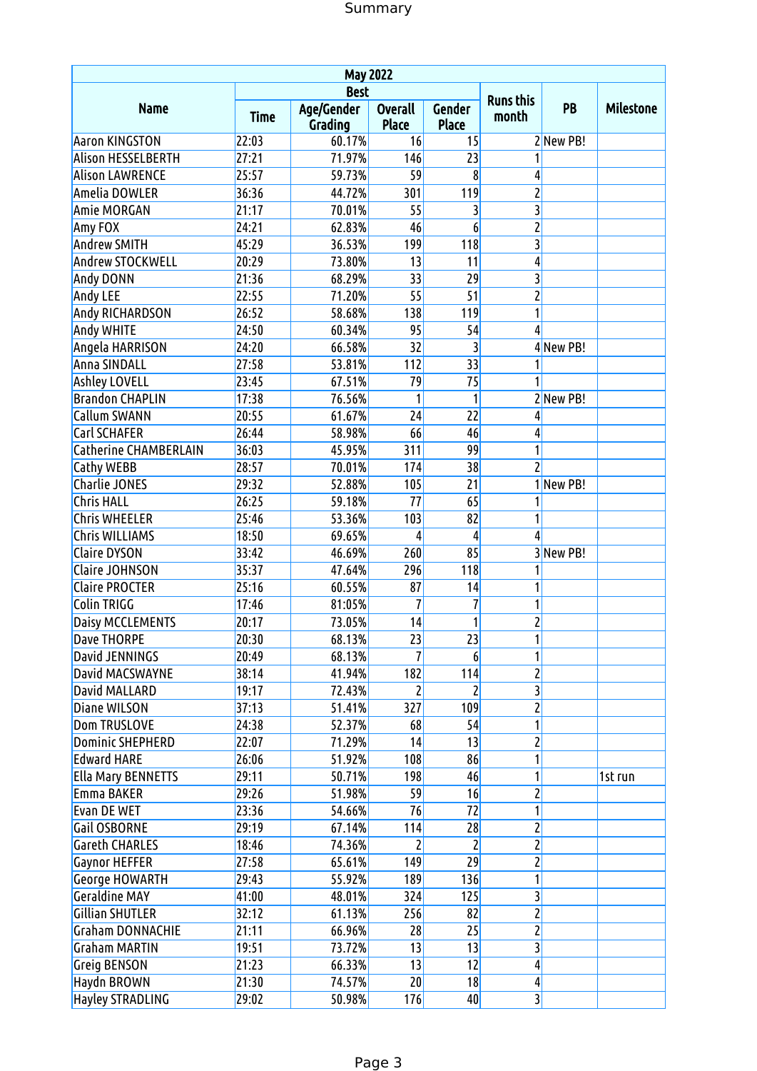# Summary

| Name | May 2022 | | | | Runs this month | PB | Milestone |
|---|---|---|---|---|---|---|---|
| | Best | | | | | | |
| | Time | Age/Gender Grading | Overall Place | Gender Place | | | |
| Aaron KINGSTON | 22:03 | 60.17% | 16 | 15 | 2 | New PB! | |
| Alison HESSELBERTH | 27:21 | 71.97% | 146 | 23 | 1 | | |
| Alison LAWRENCE | 25:57 | 59.73% | 59 | 8 | 4 | | |
| Amelia DOWLER | 36:36 | 44.72% | 301 | 119 | 2 | | |
| Amie MORGAN | 21:17 | 70.01% | 55 | 3 | 3 | | |
| Amy FOX | 24:21 | 62.83% | 46 | 6 | 2 | | |
| Andrew SMITH | 45:29 | 36.53% | 199 | 118 | 3 | | |
| Andrew STOCKWELL | 20:29 | 73.80% | 13 | 11 | 4 | | |
| Andy DONN | 21:36 | 68.29% | 33 | 29 | 3 | | |
| Andy LEE | 22:55 | 71.20% | 55 | 51 | 2 | | |
| Andy RICHARDSON | 26:52 | 58.68% | 138 | 119 | 1 | | |
| Andy WHITE | 24:50 | 60.34% | 95 | 54 | 4 | | |
| Angela HARRISON | 24:20 | 66.58% | 32 | 3 | 4 | New PB! | |
| Anna SINDALL | 27:58 | 53.81% | 112 | 33 | 1 | | |
| Ashley LOVELL | 23:45 | 67.51% | 79 | 75 | 1 | | |
| Brandon CHAPLIN | 17:38 | 76.56% | 1 | 1 | 2 | New PB! | |
| Callum SWANN | 20:55 | 61.67% | 24 | 22 | 4 | | |
| Carl SCHAFER | 26:44 | 58.98% | 66 | 46 | 4 | | |
| Catherine CHAMBERLAIN | 36:03 | 45.95% | 311 | 99 | 1 | | |
| Cathy WEBB | 28:57 | 70.01% | 174 | 38 | 2 | | |
| Charlie JONES | 29:32 | 52.88% | 105 | 21 | 1 | New PB! | |
| Chris HALL | 26:25 | 59.18% | 77 | 65 | 1 | | |
| Chris WHEELER | 25:46 | 53.36% | 103 | 82 | 1 | | |
| Chris WILLIAMS | 18:50 | 69.65% | 4 | 4 | 4 | | |
| Claire DYSON | 33:42 | 46.69% | 260 | 85 | 3 | New PB! | |
| Claire JOHNSON | 35:37 | 47.64% | 296 | 118 | 1 | | |
| Claire PROCTER | 25:16 | 60.55% | 87 | 14 | 1 | | |
| Colin TRIGG | 17:46 | 81:05% | 7 | 7 | 1 | | |
| Daisy MCCLEMENTS | 20:17 | 73.05% | 14 | 1 | 2 | | |
| Dave THORPE | 20:30 | 68.13% | 23 | 23 | 1 | | |
| David JENNINGS | 20:49 | 68.13% | 7 | 6 | 1 | | |
| David MACSWAYNE | 38:14 | 41.94% | 182 | 114 | 2 | | |
| David MALLARD | 19:17 | 72.43% | 2 | 2 | 3 | | |
| Diane WILSON | 37:13 | 51.41% | 327 | 109 | 2 | | |
| Dom TRUSLOVE | 24:38 | 52.37% | 68 | 54 | 1 | | |
| Dominic SHEPHERD | 22:07 | 71.29% | 14 | 13 | 2 | | |
| Edward HARE | 26:06 | 51.92% | 108 | 86 | 1 | | |
| Ella Mary BENNETTS | 29:11 | 50.71% | 198 | 46 | 1 | | 1st run |
| Emma BAKER | 29:26 | 51.98% | 59 | 16 | 2 | | |
| Evan DE WET | 23:36 | 54.66% | 76 | 72 | 1 | | |
| Gail OSBORNE | 29:19 | 67.14% | 114 | 28 | 2 | | |
| Gareth CHARLES | 18:46 | 74.36% | 2 | 2 | 2 | | |
| Gaynor HEFFER | 27:58 | 65.61% | 149 | 29 | 2 | | |
| George HOWARTH | 29:43 | 55.92% | 189 | 136 | 1 | | |
| Geraldine MAY | 41:00 | 48.01% | 324 | 125 | 3 | | |
| Gillian SHUTLER | 32:12 | 61.13% | 256 | 82 | 2 | | |
| Graham DONNACHIE | 21:11 | 66.96% | 28 | 25 | 2 | | |
| Graham MARTIN | 19:51 | 73.72% | 13 | 13 | 3 | | |
| Greig BENSON | 21:23 | 66.33% | 13 | 12 | 4 | | |
| Haydn BROWN | 21:30 | 74.57% | 20 | 18 | 4 | | |
| Hayley STRADLING | 29:02 | 50.98% | 176 | 40 | 3 | | |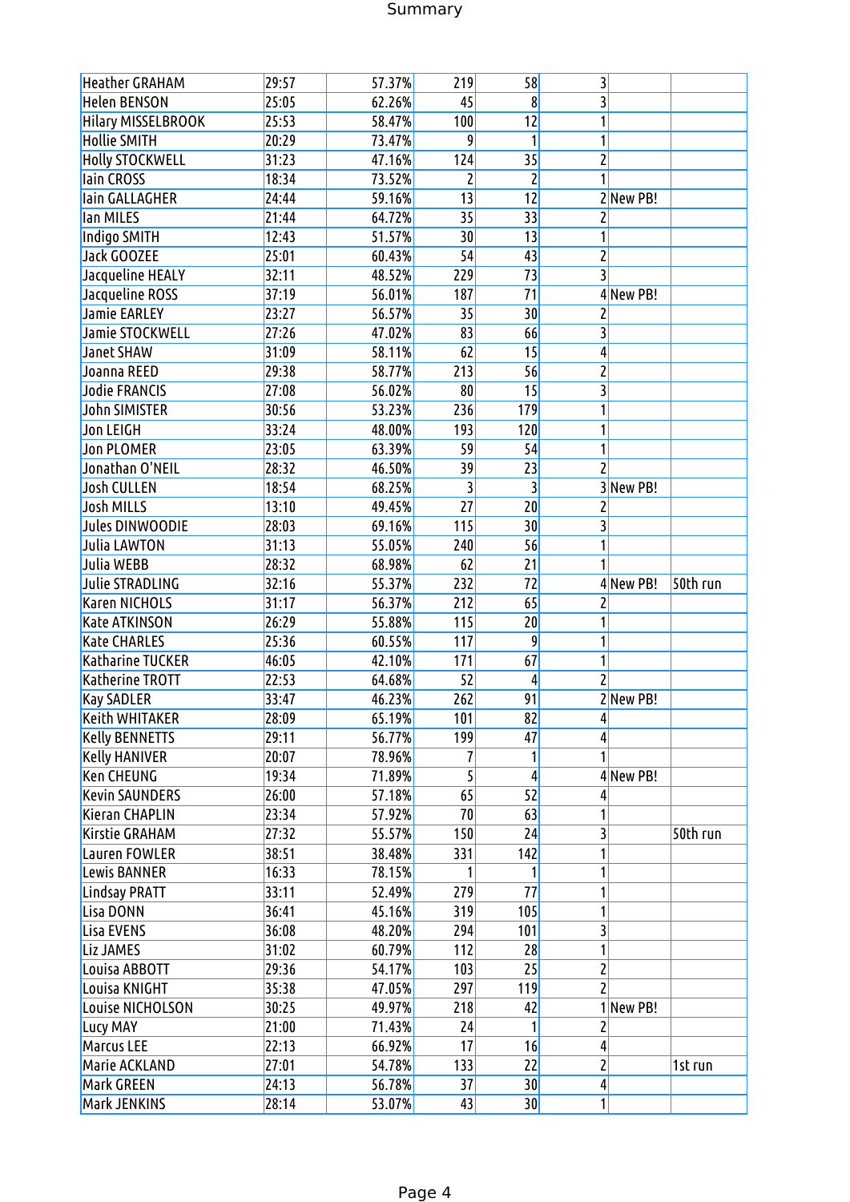# Summary

| | | | | | | | |
|---|---|---|---|---|---|---|---|
| Heather GRAHAM | 29:57 | 57.37% | 219 | 58 | 3 | | |
| Helen BENSON | 25:05 | 62.26% | 45 | 8 | 3 | | |
| Hilary MISSELBROOK | 25:53 | 58.47% | 100 | 12 | 1 | | |
| Hollie SMITH | 20:29 | 73.47% | 9 | 1 | 1 | | |
| Holly STOCKWELL | 31:23 | 47.16% | 124 | 35 | 2 | | |
| Iain CROSS | 18:34 | 73.52% | 2 | 2 | 1 | | |
| Iain GALLAGHER | 24:44 | 59.16% | 13 | 12 | 2 | New PB! | |
| Ian MILES | 21:44 | 64.72% | 35 | 33 | 2 | | |
| Indigo SMITH | 12:43 | 51.57% | 30 | 13 | 1 | | |
| Jack GOOZEE | 25:01 | 60.43% | 54 | 43 | 2 | | |
| Jacqueline HEALY | 32:11 | 48.52% | 229 | 73 | 3 | | |
| Jacqueline ROSS | 37:19 | 56.01% | 187 | 71 | 4 | New PB! | |
| Jamie EARLEY | 23:27 | 56.57% | 35 | 30 | 2 | | |
| Jamie STOCKWELL | 27:26 | 47.02% | 83 | 66 | 3 | | |
| Janet SHAW | 31:09 | 58.11% | 62 | 15 | 4 | | |
| Joanna REED | 29:38 | 58.77% | 213 | 56 | 2 | | |
| Jodie FRANCIS | 27:08 | 56.02% | 80 | 15 | 3 | | |
| John SIMISTER | 30:56 | 53.23% | 236 | 179 | 1 | | |
| Jon LEIGH | 33:24 | 48.00% | 193 | 120 | 1 | | |
| Jon PLOMER | 23:05 | 63.39% | 59 | 54 | 1 | | |
| Jonathan O'NEIL | 28:32 | 46.50% | 39 | 23 | 2 | | |
| Josh CULLEN | 18:54 | 68.25% | 3 | 3 | 3 | New PB! | |
| Josh MILLS | 13:10 | 49.45% | 27 | 20 | 2 | | |
| Jules DINWOODIE | 28:03 | 69.16% | 115 | 30 | 3 | | |
| Julia LAWTON | 31:13 | 55.05% | 240 | 56 | 1 | | |
| Julia WEBB | 28:32 | 68.98% | 62 | 21 | 1 | | |
| Julie STRADLING | 32:16 | 55.37% | 232 | 72 | 4 | New PB! | 50th run |
| Karen NICHOLS | 31:17 | 56.37% | 212 | 65 | 2 | | |
| Kate ATKINSON | 26:29 | 55.88% | 115 | 20 | 1 | | |
| Kate CHARLES | 25:36 | 60.55% | 117 | 9 | 1 | | |
| Katharine TUCKER | 46:05 | 42.10% | 171 | 67 | 1 | | |
| Katherine TROTT | 22:53 | 64.68% | 52 | 4 | 2 | | |
| Kay SADLER | 33:47 | 46.23% | 262 | 91 | 2 | New PB! | |
| Keith WHITAKER | 28:09 | 65.19% | 101 | 82 | 4 | | |
| Kelly BENNETTS | 29:11 | 56.77% | 199 | 47 | 4 | | |
| Kelly HANIVER | 20:07 | 78.96% | 7 | 1 | 1 | | |
| Ken CHEUNG | 19:34 | 71.89% | 5 | 4 | 4 | New PB! | |
| Kevin SAUNDERS | 26:00 | 57.18% | 65 | 52 | 4 | | |
| Kieran CHAPLIN | 23:34 | 57.92% | 70 | 63 | 1 | | |
| Kirstie GRAHAM | 27:32 | 55.57% | 150 | 24 | 3 | | 50th run |
| Lauren FOWLER | 38:51 | 38.48% | 331 | 142 | 1 | | |
| Lewis BANNER | 16:33 | 78.15% | 1 | 1 | 1 | | |
| Lindsay PRATT | 33:11 | 52.49% | 279 | 77 | 1 | | |
| Lisa DONN | 36:41 | 45.16% | 319 | 105 | 1 | | |
| Lisa EVENS | 36:08 | 48.20% | 294 | 101 | 3 | | |
| Liz JAMES | 31:02 | 60.79% | 112 | 28 | 1 | | |
| Louisa ABBOTT | 29:36 | 54.17% | 103 | 25 | 2 | | |
| Louisa KNIGHT | 35:38 | 47.05% | 297 | 119 | 2 | | |
| Louise NICHOLSON | 30:25 | 49.97% | 218 | 42 | 1 | New PB! | |
| Lucy MAY | 21:00 | 71.43% | 24 | 1 | 2 | | |
| Marcus LEE | 22:13 | 66.92% | 17 | 16 | 4 | | |
| Marie ACKLAND | 27:01 | 54.78% | 133 | 22 | 2 | | 1st run |
| Mark GREEN | 24:13 | 56.78% | 37 | 30 | 4 | | |
| Mark JENKINS | 28:14 | 53.07% | 43 | 30 | 1 | | |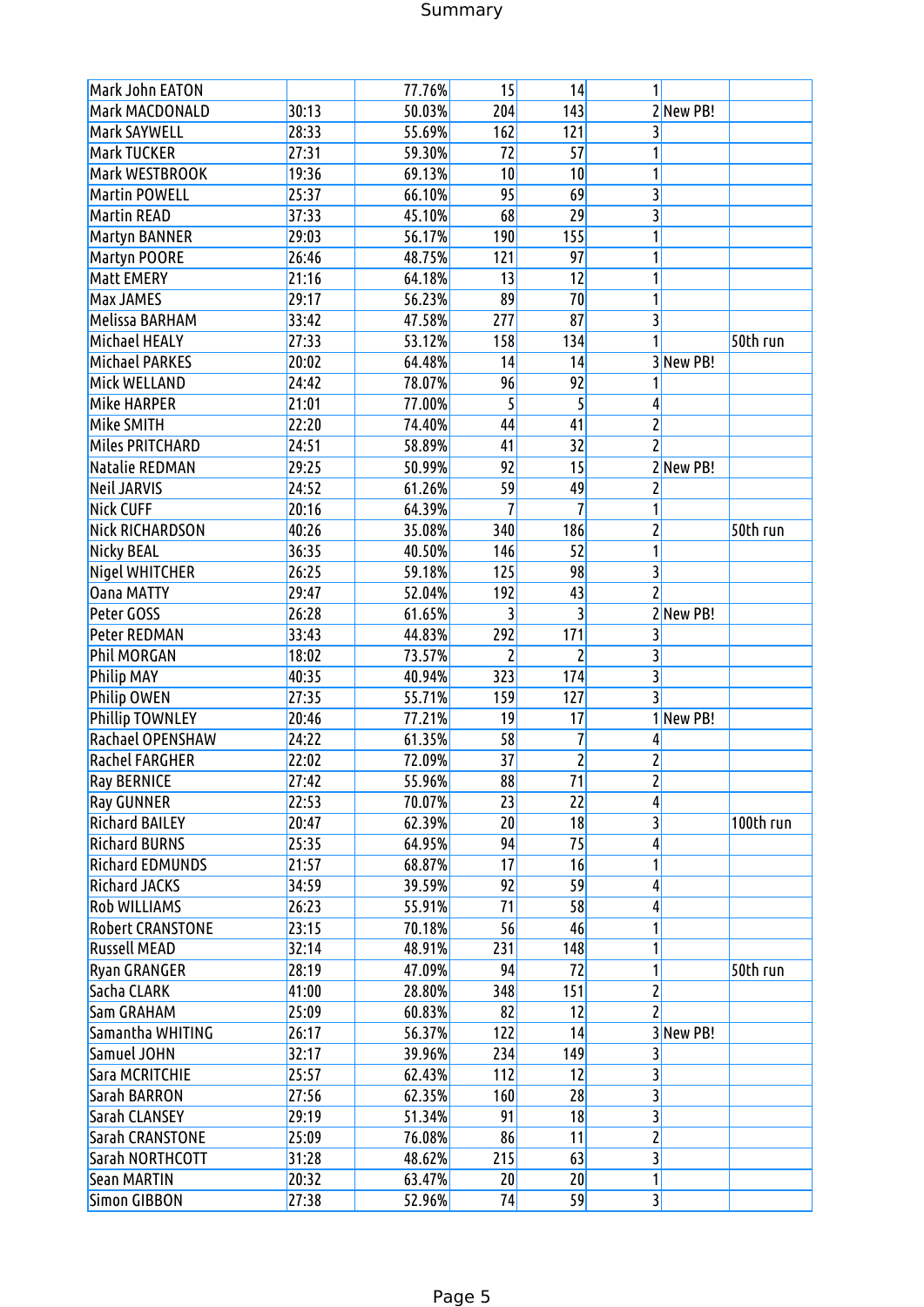| | | | | | | | |
|---|---|---|---|---|---|---|---|
| Mark John EATON | | 77.76% | 15 | 14 | 1 | | |
| Mark MACDONALD | 30:13 | 50.03% | 204 | 143 | 2 | New PB! | |
| Mark SAYWELL | 28:33 | 55.69% | 162 | 121 | 3 | | |
| Mark TUCKER | 27:31 | 59.30% | 72 | 57 | 1 | | |
| Mark WESTBROOK | 19:36 | 69.13% | 10 | 10 | 1 | | |
| Martin POWELL | 25:37 | 66.10% | 95 | 69 | 3 | | |
| Martin READ | 37:33 | 45.10% | 68 | 29 | 3 | | |
| Martyn BANNER | 29:03 | 56.17% | 190 | 155 | 1 | | |
| Martyn POORE | 26:46 | 48.75% | 121 | 97 | 1 | | |
| Matt EMERY | 21:16 | 64.18% | 13 | 12 | 1 | | |
| Max JAMES | 29:17 | 56.23% | 89 | 70 | 1 | | |
| Melissa BARHAM | 33:42 | 47.58% | 277 | 87 | 3 | | |
| Michael HEALY | 27:33 | 53.12% | 158 | 134 | 1 | | 50th run |
| Michael PARKES | 20:02 | 64.48% | 14 | 14 | 3 | New PB! | |
| Mick WELLAND | 24:42 | 78.07% | 96 | 92 | 1 | | |
| Mike HARPER | 21:01 | 77.00% | 5 | 5 | 4 | | |
| Mike SMITH | 22:20 | 74.40% | 44 | 41 | 2 | | |
| Miles PRITCHARD | 24:51 | 58.89% | 41 | 32 | 2 | | |
| Natalie REDMAN | 29:25 | 50.99% | 92 | 15 | 2 | New PB! | |
| Neil JARVIS | 24:52 | 61.26% | 59 | 49 | 2 | | |
| Nick CUFF | 20:16 | 64.39% | 7 | 7 | 1 | | |
| Nick RICHARDSON | 40:26 | 35.08% | 340 | 186 | 2 | | 50th run |
| Nicky BEAL | 36:35 | 40.50% | 146 | 52 | 1 | | |
| Nigel WHITCHER | 26:25 | 59.18% | 125 | 98 | 3 | | |
| Oana MATTY | 29:47 | 52.04% | 192 | 43 | 2 | | |
| Peter GOSS | 26:28 | 61.65% | 3 | 3 | 2 | New PB! | |
| Peter REDMAN | 33:43 | 44.83% | 292 | 171 | 3 | | |
| Phil MORGAN | 18:02 | 73.57% | 2 | 2 | 3 | | |
| Philip MAY | 40:35 | 40.94% | 323 | 174 | 3 | | |
| Philip OWEN | 27:35 | 55.71% | 159 | 127 | 3 | | |
| Phillip TOWNLEY | 20:46 | 77.21% | 19 | 17 | 1 | New PB! | |
| Rachael OPENSHAW | 24:22 | 61.35% | 58 | 7 | 4 | | |
| Rachel FARGHER | 22:02 | 72.09% | 37 | 2 | 2 | | |
| Ray BERNICE | 27:42 | 55.96% | 88 | 71 | 2 | | |
| Ray GUNNER | 22:53 | 70.07% | 23 | 22 | 4 | | |
| Richard BAILEY | 20:47 | 62.39% | 20 | 18 | 3 | | 100th run |
| Richard BURNS | 25:35 | 64.95% | 94 | 75 | 4 | | |
| Richard EDMUNDS | 21:57 | 68.87% | 17 | 16 | 1 | | |
| Richard JACKS | 34:59 | 39.59% | 92 | 59 | 4 | | |
| Rob WILLIAMS | 26:23 | 55.91% | 71 | 58 | 4 | | |
| Robert CRANSTONE | 23:15 | 70.18% | 56 | 46 | 1 | | |
| Russell MEAD | 32:14 | 48.91% | 231 | 148 | 1 | | |
| Ryan GRANGER | 28:19 | 47.09% | 94 | 72 | 1 | | 50th run |
| Sacha CLARK | 41:00 | 28.80% | 348 | 151 | 2 | | |
| Sam GRAHAM | 25:09 | 60.83% | 82 | 12 | 2 | | |
| Samantha WHITING | 26:17 | 56.37% | 122 | 14 | 3 | New PB! | |
| Samuel JOHN | 32:17 | 39.96% | 234 | 149 | 3 | | |
| Sara MCRITCHIE | 25:57 | 62.43% | 112 | 12 | 3 | | |
| Sarah BARRON | 27:56 | 62.35% | 160 | 28 | 3 | | |
| Sarah CLANSEY | 29:19 | 51.34% | 91 | 18 | 3 | | |
| Sarah CRANSTONE | 25:09 | 76.08% | 86 | 11 | 2 | | |
| Sarah NORTHCOTT | 31:28 | 48.62% | 215 | 63 | 3 | | |
| Sean MARTIN | 20:32 | 63.47% | 20 | 20 | 1 | | |
| Simon GIBBON | 27:38 | 52.96% | 74 | 59 | 3 | | |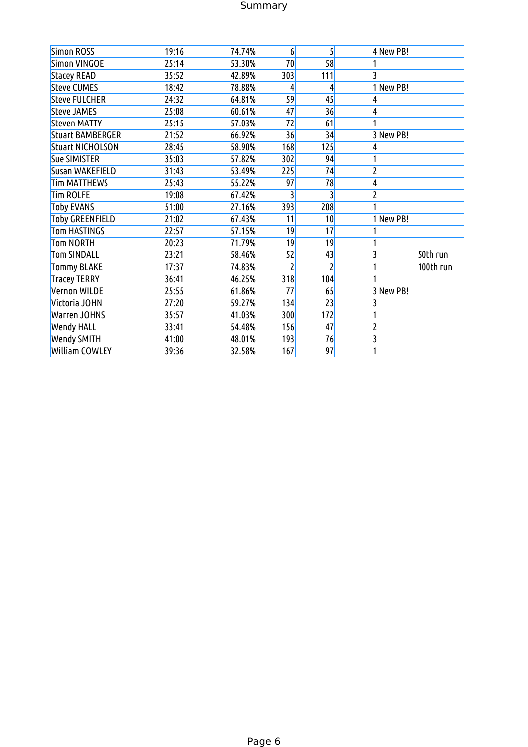| | | | | | | | |
|---|---|---|---|---|---|---|---|
| Simon ROSS | 19:16 | 74.74% | 6 | 5 | 4 | New PB! | |
| Simon VINGOE | 25:14 | 53.30% | 70 | 58 | 1 | | |
| Stacey READ | 35:52 | 42.89% | 303 | 111 | 3 | | |
| Steve CUMES | 18:42 | 78.88% | 4 | 4 | 1 | New PB! | |
| Steve FULCHER | 24:32 | 64.81% | 59 | 45 | 4 | | |
| Steve JAMES | 25:08 | 60.61% | 47 | 36 | 4 | | |
| Steven MATTY | 25:15 | 57.03% | 72 | 61 | 1 | | |
| Stuart BAMBERGER | 21:52 | 66.92% | 36 | 34 | 3 | New PB! | |
| Stuart NICHOLSON | 28:45 | 58.90% | 168 | 125 | 4 | | |
| Sue SIMISTER | 35:03 | 57.82% | 302 | 94 | 1 | | |
| Susan WAKEFIELD | 31:43 | 53.49% | 225 | 74 | 2 | | |
| Tim MATTHEWS | 25:43 | 55.22% | 97 | 78 | 4 | | |
| Tim ROLFE | 19:08 | 67.42% | 3 | 3 | 2 | | |
| Toby EVANS | 51:00 | 27.16% | 393 | 208 | 1 | | |
| Toby GREENFIELD | 21:02 | 67.43% | 11 | 10 | 1 | New PB! | |
| Tom HASTINGS | 22:57 | 57.15% | 19 | 17 | 1 | | |
| Tom NORTH | 20:23 | 71.79% | 19 | 19 | 1 | | |
| Tom SINDALL | 23:21 | 58.46% | 52 | 43 | 3 | | 50th run |
| Tommy BLAKE | 17:37 | 74.83% | 2 | 2 | 1 | | 100th run |
| Tracey TERRY | 36:41 | 46.25% | 318 | 104 | 1 | | |
| Vernon WILDE | 25:55 | 61.86% | 77 | 65 | 3 | New PB! | |
| Victoria JOHN | 27:20 | 59.27% | 134 | 23 | 3 | | |
| Warren JOHNS | 35:57 | 41.03% | 300 | 172 | 1 | | |
| Wendy HALL | 33:41 | 54.48% | 156 | 47 | 2 | | |
| Wendy SMITH | 41:00 | 48.01% | 193 | 76 | 3 | | |
| William COWLEY | 39:36 | 32.58% | 167 | 97 | 1 | | |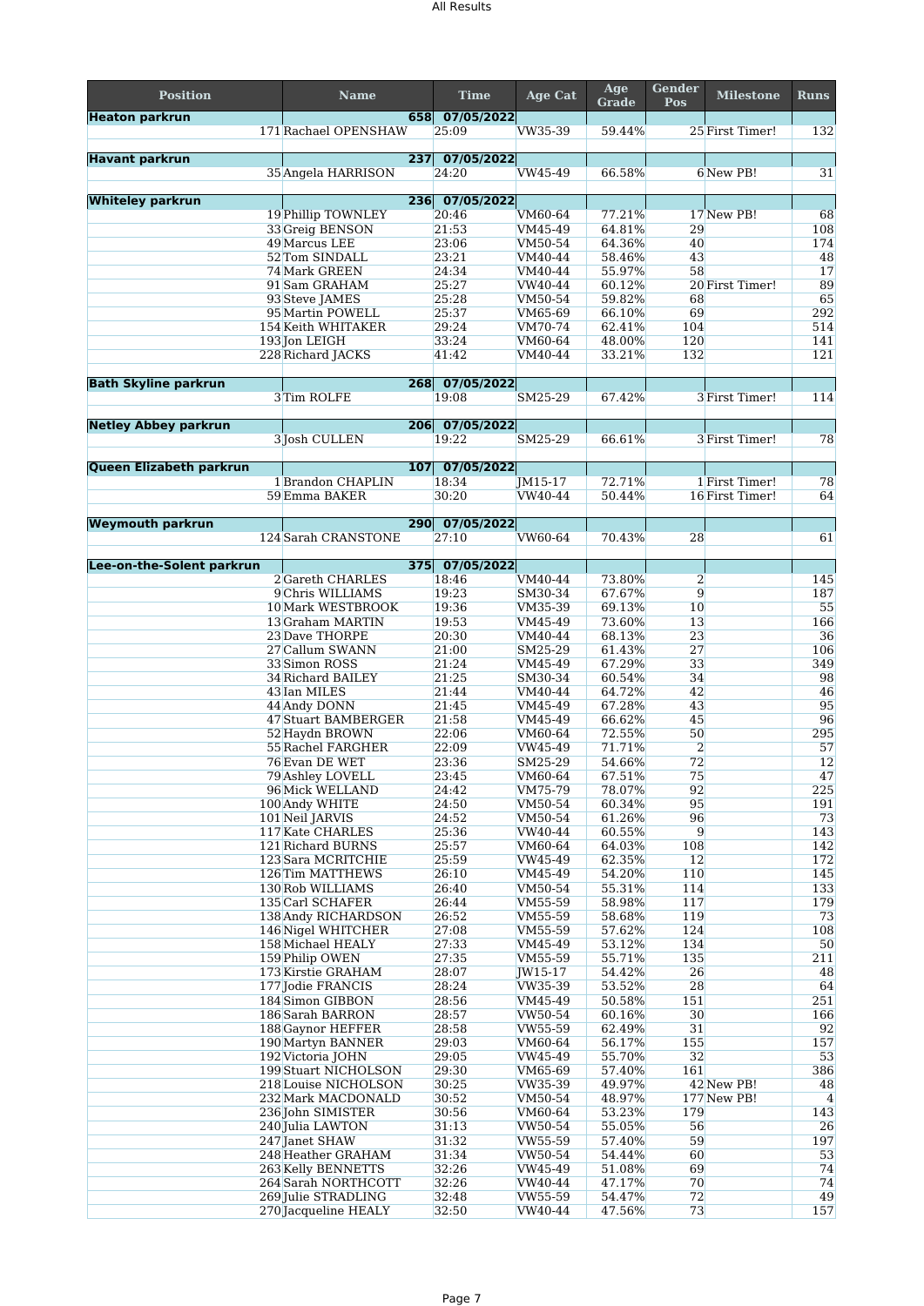| Position | Name | Time | Age Cat | Age Grade | Gender Pos | Milestone | Runs |
|---|---|---|---|---|---|---|---|
| **Heaton parkrun** | 658 | 07/05/2022 | | | | | |
| | 171 Rachael OPENSHAW | 25:09 | VW35-39 | 59.44% | 25 | First Timer! | 132 |
| **Havant parkrun** | 237 | 07/05/2022 | | | | | |
| | 35 Angela HARRISON | 24:20 | VW45-49 | 66.58% | 6 | New PB! | 31 |
| **Whiteley parkrun** | 236 | 07/05/2022 | | | | | |
| | 19 Phillip TOWNLEY | 20:46 | VM60-64 | 77.21% | 17 | New PB! | 68 |
| | 33 Greig BENSON | 21:53 | VM45-49 | 64.81% | 29 | | 108 |
| | 49 Marcus LEE | 23:06 | VM50-54 | 64.36% | 40 | | 174 |
| | 52 Tom SINDALL | 23:21 | VM40-44 | 58.46% | 43 | | 48 |
| | 74 Mark GREEN | 24:34 | VM40-44 | 55.97% | 58 | | 17 |
| | 91 Sam GRAHAM | 25:27 | VW40-44 | 60.12% | 20 | First Timer! | 89 |
| | 93 Steve JAMES | 25:28 | VM50-54 | 59.82% | 68 | | 65 |
| | 95 Martin POWELL | 25:37 | VM65-69 | 66.10% | 69 | | 292 |
| | 154 Keith WHITAKER | 29:24 | VM70-74 | 62.41% | 104 | | 514 |
| | 193 Jon LEIGH | 33:24 | VM60-64 | 48.00% | 120 | | 141 |
| | 228 Richard JACKS | 41:42 | VM40-44 | 33.21% | 132 | | 121 |
| **Bath Skyline parkrun** | 268 | 07/05/2022 | | | | | |
| | 3 Tim ROLFE | 19:08 | SM25-29 | 67.42% | 3 | First Timer! | 114 |
| **Netley Abbey parkrun** | 206 | 07/05/2022 | | | | | |
| | 3 Josh CULLEN | 19:22 | SM25-29 | 66.61% | 3 | First Timer! | 78 |
| **Queen Elizabeth parkrun** | 107 | 07/05/2022 | | | | | |
| | 1 Brandon CHAPLIN | 18:34 | JM15-17 | 72.71% | 1 | First Timer! | 78 |
| | 59 Emma BAKER | 30:20 | VW40-44 | 50.44% | 16 | First Timer! | 64 |
| **Weymouth parkrun** | 290 | 07/05/2022 | | | | | |
| | 124 Sarah CRANSTONE | 27:10 | VW60-64 | 70.43% | 28 | | 61 |
| **Lee-on-the-Solent parkrun** | 375 | 07/05/2022 | | | | | |
| | 2 Gareth CHARLES | 18:46 | VM40-44 | 73.80% | 2 | | 145 |
| | 9 Chris WILLIAMS | 19:23 | SM30-34 | 67.67% | 9 | | 187 |
| | 10 Mark WESTBROOK | 19:36 | VM35-39 | 69.13% | 10 | | 55 |
| | 13 Graham MARTIN | 19:53 | VM45-49 | 73.60% | 13 | | 166 |
| | 23 Dave THORPE | 20:30 | VM40-44 | 68.13% | 23 | | 36 |
| | 27 Callum SWANN | 21:00 | SM25-29 | 61.43% | 27 | | 106 |
| | 33 Simon ROSS | 21:24 | VM45-49 | 67.29% | 33 | | 349 |
| | 34 Richard BAILEY | 21:25 | SM30-34 | 60.54% | 34 | | 98 |
| | 43 Ian MILES | 21:44 | VM40-44 | 64.72% | 42 | | 46 |
| | 44 Andy DONN | 21:45 | VM45-49 | 67.28% | 43 | | 95 |
| | 47 Stuart BAMBERGER | 21:58 | VM45-49 | 66.62% | 45 | | 96 |
| | 52 Haydn BROWN | 22:06 | VM60-64 | 72.55% | 50 | | 295 |
| | 55 Rachel FARGHER | 22:09 | VW45-49 | 71.71% | 2 | | 57 |
| | 76 Evan DE WET | 23:36 | SM25-29 | 54.66% | 72 | | 12 |
| | 79 Ashley LOVELL | 23:45 | VM60-64 | 67.51% | 75 | | 47 |
| | 96 Mick WELLAND | 24:42 | VM75-79 | 78.07% | 92 | | 225 |
| | 100 Andy WHITE | 24:50 | VM50-54 | 60.34% | 95 | | 191 |
| | 101 Neil JARVIS | 24:52 | VM50-54 | 61.26% | 96 | | 73 |
| | 117 Kate CHARLES | 25:36 | VW40-44 | 60.55% | 9 | | 143 |
| | 121 Richard BURNS | 25:57 | VM60-64 | 64.03% | 108 | | 142 |
| | 123 Sara MCRITCHIE | 25:59 | VW45-49 | 62.35% | 12 | | 172 |
| | 126 Tim MATTHEWS | 26:10 | VM45-49 | 54.20% | 110 | | 145 |
| | 130 Rob WILLIAMS | 26:40 | VM50-54 | 55.31% | 114 | | 133 |
| | 135 Carl SCHAFER | 26:44 | VM55-59 | 58.98% | 117 | | 179 |
| | 138 Andy RICHARDSON | 26:52 | VM55-59 | 58.68% | 119 | | 73 |
| | 146 Nigel WHITCHER | 27:08 | VM55-59 | 57.62% | 124 | | 108 |
| | 158 Michael HEALY | 27:33 | VM45-49 | 53.12% | 134 | | 50 |
| | 159 Philip OWEN | 27:35 | VM55-59 | 55.71% | 135 | | 211 |
| | 173 Kirstie GRAHAM | 28:07 | JW15-17 | 54.42% | 26 | | 48 |
| | 177 Jodie FRANCIS | 28:24 | VW35-39 | 53.52% | 28 | | 64 |
| | 184 Simon GIBBON | 28:56 | VM45-49 | 50.58% | 151 | | 251 |
| | 186 Sarah BARRON | 28:57 | VW50-54 | 60.16% | 30 | | 166 |
| | 188 Gaynor HEFFER | 28:58 | VW55-59 | 62.49% | 31 | | 92 |
| | 190 Martyn BANNER | 29:03 | VM60-64 | 56.17% | 155 | | 157 |
| | 192 Victoria JOHN | 29:05 | VW45-49 | 55.70% | 32 | | 53 |
| | 199 Stuart NICHOLSON | 29:30 | VM65-69 | 57.40% | 161 | | 386 |
| | 218 Louise NICHOLSON | 30:25 | VW35-39 | 49.97% | 42 | New PB! | 48 |
| | 232 Mark MACDONALD | 30:52 | VM50-54 | 48.97% | 177 | New PB! | 4 |
| | 236 John SIMISTER | 30:56 | VM60-64 | 53.23% | 179 | | 143 |
| | 240 Julia LAWTON | 31:13 | VW50-54 | 55.05% | 56 | | 26 |
| | 247 Janet SHAW | 31:32 | VW55-59 | 57.40% | 59 | | 197 |
| | 248 Heather GRAHAM | 31:34 | VW50-54 | 54.44% | 60 | | 53 |
| | 263 Kelly BENNETTS | 32:26 | VW45-49 | 51.08% | 69 | | 74 |
| | 264 Sarah NORTHCOTT | 32:26 | VW40-44 | 47.17% | 70 | | 74 |
| | 269 Julie STRADLING | 32:48 | VW55-59 | 54.47% | 72 | | 49 |
| | 270 Jacqueline HEALY | 32:50 | VW40-44 | 47.56% | 73 | | 157 |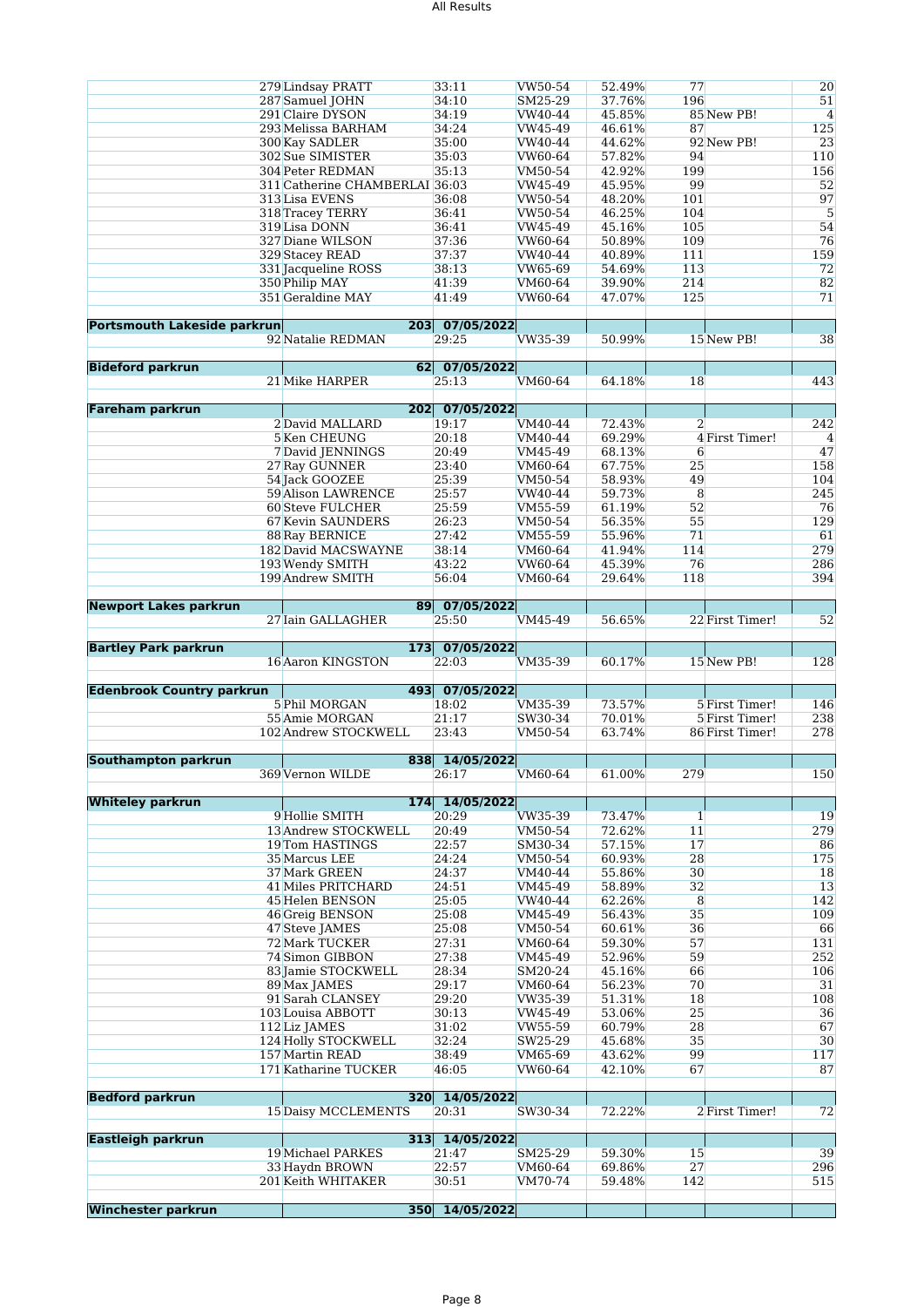| | | | | | | | |
|---|---|---|---|---|---|---|---|
| | 279 Lindsay PRATT | 33:11 | VW50-54 | 52.49% | 77 | | 20 |
| | 287 Samuel JOHN | 34:10 | SM25-29 | 37.76% | 196 | | 51 |
| | 291 Claire DYSON | 34:19 | VW40-44 | 45.85% | 85 | New PB! | 4 |
| | 293 Melissa BARHAM | 34:24 | VW45-49 | 46.61% | 87 | | 125 |
| | 300 Kay SADLER | 35:00 | VW40-44 | 44.62% | 92 | New PB! | 23 |
| | 302 Sue SIMISTER | 35:03 | VW60-64 | 57.82% | 94 | | 110 |
| | 304 Peter REDMAN | 35:13 | VM50-54 | 42.92% | 199 | | 156 |
| | 311 Catherine CHAMBERLAI | 36:03 | VW45-49 | 45.95% | 99 | | 52 |
| | 313 Lisa EVENS | 36:08 | VW50-54 | 48.20% | 101 | | 97 |
| | 318 Tracey TERRY | 36:41 | VW50-54 | 46.25% | 104 | | 5 |
| | 319 Lisa DONN | 36:41 | VW45-49 | 45.16% | 105 | | 54 |
| | 327 Diane WILSON | 37:36 | VW60-64 | 50.89% | 109 | | 76 |
| | 329 Stacey READ | 37:37 | VW40-44 | 40.89% | 111 | | 159 |
| | 331 Jacqueline ROSS | 38:13 | VW65-69 | 54.69% | 113 | | 72 |
| | 350 Philip MAY | 41:39 | VM60-64 | 39.90% | 214 | | 82 |
| | 351 Geraldine MAY | 41:49 | VW60-64 | 47.07% | 125 | | 71 |
| | | | | | | | |
| **Portsmouth Lakeside parkrun** | **203** | **07/05/2022** | | | | | |
| | 92 Natalie REDMAN | 29:25 | VW35-39 | 50.99% | 15 | New PB! | 38 |
| | | | | | | | |
| **Bideford parkrun** | **62** | **07/05/2022** | | | | | |
| | 21 Mike HARPER | 25:13 | VM60-64 | 64.18% | 18 | | 443 |
| | | | | | | | |
| **Fareham parkrun** | **202** | **07/05/2022** | | | | | |
| | 2 David MALLARD | 19:17 | VM40-44 | 72.43% | 2 | | 242 |
| | 5 Ken CHEUNG | 20:18 | VM40-44 | 69.29% | 4 | First Timer! | 4 |
| | 7 David JENNINGS | 20:49 | VM45-49 | 68.13% | 6 | | 47 |
| | 27 Ray GUNNER | 23:40 | VM60-64 | 67.75% | 25 | | 158 |
| | 54 Jack GOOZEE | 25:39 | VM50-54 | 58.93% | 49 | | 104 |
| | 59 Alison LAWRENCE | 25:57 | VW40-44 | 59.73% | 8 | | 245 |
| | 60 Steve FULCHER | 25:59 | VM55-59 | 61.19% | 52 | | 76 |
| | 67 Kevin SAUNDERS | 26:23 | VM50-54 | 56.35% | 55 | | 129 |
| | 88 Ray BERNICE | 27:42 | VM55-59 | 55.96% | 71 | | 61 |
| | 182 David MACSWAYNE | 38:14 | VM60-64 | 41.94% | 114 | | 279 |
| | 193 Wendy SMITH | 43:22 | VW60-64 | 45.39% | 76 | | 286 |
| | 199 Andrew SMITH | 56:04 | VM60-64 | 29.64% | 118 | | 394 |
| | | | | | | | |
| **Newport Lakes parkrun** | **89** | **07/05/2022** | | | | | |
| | 27 Iain GALLAGHER | 25:50 | VM45-49 | 56.65% | 22 | First Timer! | 52 |
| | | | | | | | |
| **Bartley Park parkrun** | **173** | **07/05/2022** | | | | | |
| | 16 Aaron KINGSTON | 22:03 | VM35-39 | 60.17% | 15 | New PB! | 128 |
| | | | | | | | |
| **Edenbrook Country parkrun** | **493** | **07/05/2022** | | | | | |
| | 5 Phil MORGAN | 18:02 | VM35-39 | 73.57% | 5 | First Timer! | 146 |
| | 55 Amie MORGAN | 21:17 | SW30-34 | 70.01% | 5 | First Timer! | 238 |
| | 102 Andrew STOCKWELL | 23:43 | VM50-54 | 63.74% | 86 | First Timer! | 278 |
| | | | | | | | |
| **Southampton parkrun** | **838** | **14/05/2022** | | | | | |
| | 369 Vernon WILDE | 26:17 | VM60-64 | 61.00% | 279 | | 150 |
| | | | | | | | |
| **Whiteley parkrun** | **174** | **14/05/2022** | | | | | |
| | 9 Hollie SMITH | 20:29 | VW35-39 | 73.47% | 1 | | 19 |
| | 13 Andrew STOCKWELL | 20:49 | VM50-54 | 72.62% | 11 | | 279 |
| | 19 Tom HASTINGS | 22:57 | SM30-34 | 57.15% | 17 | | 86 |
| | 35 Marcus LEE | 24:24 | VM50-54 | 60.93% | 28 | | 175 |
| | 37 Mark GREEN | 24:37 | VM40-44 | 55.86% | 30 | | 18 |
| | 41 Miles PRITCHARD | 24:51 | VM45-49 | 58.89% | 32 | | 13 |
| | 45 Helen BENSON | 25:05 | VW40-44 | 62.26% | 8 | | 142 |
| | 46 Greig BENSON | 25:08 | VM45-49 | 56.43% | 35 | | 109 |
| | 47 Steve JAMES | 25:08 | VM50-54 | 60.61% | 36 | | 66 |
| | 72 Mark TUCKER | 27:31 | VM60-64 | 59.30% | 57 | | 131 |
| | 74 Simon GIBBON | 27:38 | VM45-49 | 52.96% | 59 | | 252 |
| | 83 Jamie STOCKWELL | 28:34 | SM20-24 | 45.16% | 66 | | 106 |
| | 89 Max JAMES | 29:17 | VM60-64 | 56.23% | 70 | | 31 |
| | 91 Sarah CLANSEY | 29:20 | VW35-39 | 51.31% | 18 | | 108 |
| | 103 Louisa ABBOTT | 30:13 | VW45-49 | 53.06% | 25 | | 36 |
| | 112 Liz JAMES | 31:02 | VW55-59 | 60.79% | 28 | | 67 |
| | 124 Holly STOCKWELL | 32:24 | SW25-29 | 45.68% | 35 | | 30 |
| | 157 Martin READ | 38:49 | VM65-69 | 43.62% | 99 | | 117 |
| | 171 Katharine TUCKER | 46:05 | VW60-64 | 42.10% | 67 | | 87 |
| | | | | | | | |
| **Bedford parkrun** | **320** | **14/05/2022** | | | | | |
| | 15 Daisy MCCLEMENTS | 20:31 | SW30-34 | 72.22% | 2 | First Timer! | 72 |
| | | | | | | | |
| **Eastleigh parkrun** | **313** | **14/05/2022** | | | | | |
| | 19 Michael PARKES | 21:47 | SM25-29 | 59.30% | 15 | | 39 |
| | 33 Haydn BROWN | 22:57 | VM60-64 | 69.86% | 27 | | 296 |
| | 201 Keith WHITAKER | 30:51 | VM70-74 | 59.48% | 142 | | 515 |
| | | | | | | | |
| **Winchester parkrun** | **350** | **14/05/2022** | | | | | |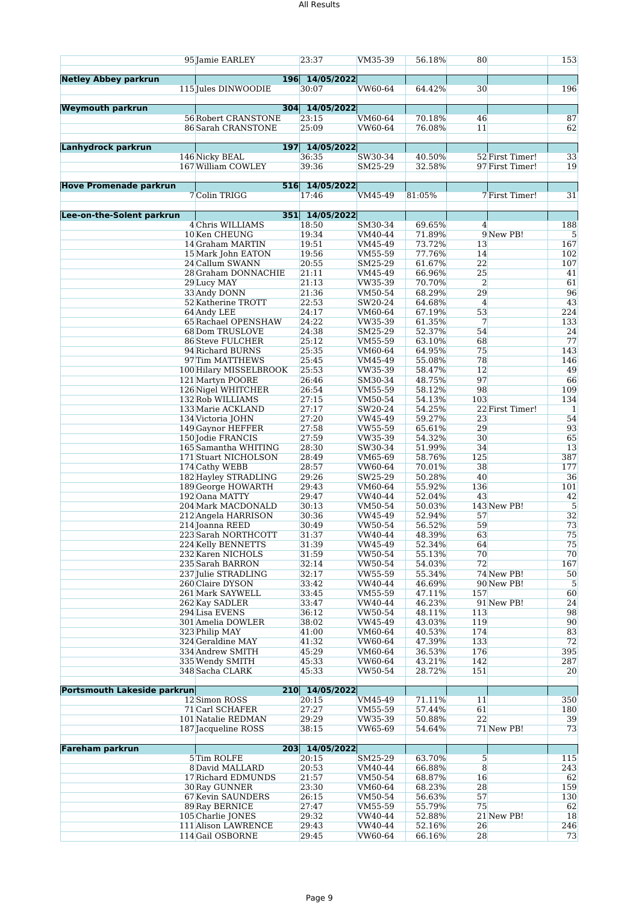| | | | | | | | |
|---|---|---|---|---|---|---|---|
| | 95 Jamie EARLEY | 23:37 | VM35-39 | 56.18% | 80 | | 153 |
| **Netley Abbey parkrun** | **196** | **14/05/2022** | | | | | |
| | 115 Jules DINWOODIE | 30:07 | VW60-64 | 64.42% | 30 | | 196 |
| **Weymouth parkrun** | **304** | **14/05/2022** | | | | | |
| | 56 Robert CRANSTONE | 23:15 | VM60-64 | 70.18% | 46 | | 87 |
| | 86 Sarah CRANSTONE | 25:09 | VW60-64 | 76.08% | 11 | | 62 |
| **Lanhydrock parkrun** | **197** | **14/05/2022** | | | | | |
| | 146 Nicky BEAL | 36:35 | SW30-34 | 40.50% | 52 | First Timer! | 33 |
| | 167 William COWLEY | 39:36 | SM25-29 | 32.58% | 97 | First Timer! | 19 |
| **Hove Promenade parkrun** | **516** | **14/05/2022** | | | | | |
| | 7 Colin TRIGG | 17:46 | VM45-49 | 81:05% | 7 | First Timer! | 31 |
| **Lee-on-the-Solent parkrun** | **351** | **14/05/2022** | | | | | |
| | 4 Chris WILLIAMS | 18:50 | SM30-34 | 69.65% | 4 | | 188 |
| | 10 Ken CHEUNG | 19:34 | VM40-44 | 71.89% | 9 | New PB! | 5 |
| | 14 Graham MARTIN | 19:51 | VM45-49 | 73.72% | 13 | | 167 |
| | 15 Mark John EATON | 19:56 | VM55-59 | 77.76% | 14 | | 102 |
| | 24 Callum SWANN | 20:55 | SM25-29 | 61.67% | 22 | | 107 |
| | 28 Graham DONNACHIE | 21:11 | VM45-49 | 66.96% | 25 | | 41 |
| | 29 Lucy MAY | 21:13 | VW35-39 | 70.70% | 2 | | 61 |
| | 33 Andy DONN | 21:36 | VM50-54 | 68.29% | 29 | | 96 |
| | 52 Katherine TROTT | 22:53 | SW20-24 | 64.68% | 4 | | 43 |
| | 64 Andy LEE | 24:17 | VM60-64 | 67.19% | 53 | | 224 |
| | 65 Rachael OPENSHAW | 24:22 | VW35-39 | 61.35% | 7 | | 133 |
| | 68 Dom TRUSLOVE | 24:38 | SM25-29 | 52.37% | 54 | | 24 |
| | 86 Steve FULCHER | 25:12 | VM55-59 | 63.10% | 68 | | 77 |
| | 94 Richard BURNS | 25:35 | VM60-64 | 64.95% | 75 | | 143 |
| | 97 Tim MATTHEWS | 25:45 | VM45-49 | 55.08% | 78 | | 146 |
| | 100 Hilary MISSELBROOK | 25:53 | VW35-39 | 58.47% | 12 | | 49 |
| | 121 Martyn POORE | 26:46 | SM30-34 | 48.75% | 97 | | 66 |
| | 126 Nigel WHITCHER | 26:54 | VM55-59 | 58.12% | 98 | | 109 |
| | 132 Rob WILLIAMS | 27:15 | VM50-54 | 54.13% | 103 | | 134 |
| | 133 Marie ACKLAND | 27:17 | SW20-24 | 54.25% | 22 | First Timer! | 1 |
| | 134 Victoria JOHN | 27:20 | VW45-49 | 59.27% | 23 | | 54 |
| | 149 Gaynor HEFFER | 27:58 | VW55-59 | 65.61% | 29 | | 93 |
| | 150 Jodie FRANCIS | 27:59 | VW35-39 | 54.32% | 30 | | 65 |
| | 165 Samantha WHITING | 28:30 | SW30-34 | 51.99% | 34 | | 13 |
| | 171 Stuart NICHOLSON | 28:49 | VM65-69 | 58.76% | 125 | | 387 |
| | 174 Cathy WEBB | 28:57 | VW60-64 | 70.01% | 38 | | 177 |
| | 182 Hayley STRADLING | 29:26 | SW25-29 | 50.28% | 40 | | 36 |
| | 189 George HOWARTH | 29:43 | VM60-64 | 55.92% | 136 | | 101 |
| | 192 Oana MATTY | 29:47 | VW40-44 | 52.04% | 43 | | 42 |
| | 204 Mark MACDONALD | 30:13 | VM50-54 | 50.03% | 143 | New PB! | 5 |
| | 212 Angela HARRISON | 30:36 | VW45-49 | 52.94% | 57 | | 32 |
| | 214 Joanna REED | 30:49 | VW50-54 | 56.52% | 59 | | 73 |
| | 223 Sarah NORTHCOTT | 31:37 | VW40-44 | 48.39% | 63 | | 75 |
| | 224 Kelly BENNETTS | 31:39 | VW45-49 | 52.34% | 64 | | 75 |
| | 232 Karen NICHOLS | 31:59 | VW50-54 | 55.13% | 70 | | 70 |
| | 235 Sarah BARRON | 32:14 | VW50-54 | 54.03% | 72 | | 167 |
| | 237 Julie STRADLING | 32:17 | VW55-59 | 55.34% | 74 | New PB! | 50 |
| | 260 Claire DYSON | 33:42 | VW40-44 | 46.69% | 90 | New PB! | 5 |
| | 261 Mark SAYWELL | 33:45 | VM55-59 | 47.11% | 157 | | 60 |
| | 262 Kay SADLER | 33:47 | VW40-44 | 46.23% | 91 | New PB! | 24 |
| | 294 Lisa EVENS | 36:12 | VW50-54 | 48.11% | 113 | | 98 |
| | 301 Amelia DOWLER | 38:02 | VW45-49 | 43.03% | 119 | | 90 |
| | 323 Philip MAY | 41:00 | VM60-64 | 40.53% | 174 | | 83 |
| | 324 Geraldine MAY | 41:32 | VW60-64 | 47.39% | 133 | | 72 |
| | 334 Andrew SMITH | 45:29 | VM60-64 | 36.53% | 176 | | 395 |
| | 335 Wendy SMITH | 45:33 | VW60-64 | 43.21% | 142 | | 287 |
| | 348 Sacha CLARK | 45:33 | VW50-54 | 28.72% | 151 | | 20 |
| **Portsmouth Lakeside parkrun** | **210** | **14/05/2022** | | | | | |
| | 12 Simon ROSS | 20:15 | VM45-49 | 71.11% | 11 | | 350 |
| | 71 Carl SCHAFER | 27:27 | VM55-59 | 57.44% | 61 | | 180 |
| | 101 Natalie REDMAN | 29:29 | VW35-39 | 50.88% | 22 | | 39 |
| | 187 Jacqueline ROSS | 38:15 | VW65-69 | 54.64% | 71 | New PB! | 73 |
| **Fareham parkrun** | **203** | **14/05/2022** | | | | | |
| | 5 Tim ROLFE | 20:15 | SM25-29 | 63.70% | 5 | | 115 |
| | 8 David MALLARD | 20:53 | VM40-44 | 66.88% | 8 | | 243 |
| | 17 Richard EDMUNDS | 21:57 | VM50-54 | 68.87% | 16 | | 62 |
| | 30 Ray GUNNER | 23:30 | VM60-64 | 68.23% | 28 | | 159 |
| | 67 Kevin SAUNDERS | 26:15 | VM50-54 | 56.63% | 57 | | 130 |
| | 89 Ray BERNICE | 27:47 | VM55-59 | 55.79% | 75 | | 62 |
| | 105 Charlie JONES | 29:32 | VW40-44 | 52.88% | 21 | New PB! | 18 |
| | 111 Alison LAWRENCE | 29:43 | VW40-44 | 52.16% | 26 | | 246 |
| | 114 Gail OSBORNE | 29:45 | VW60-64 | 66.16% | 28 | | 73 |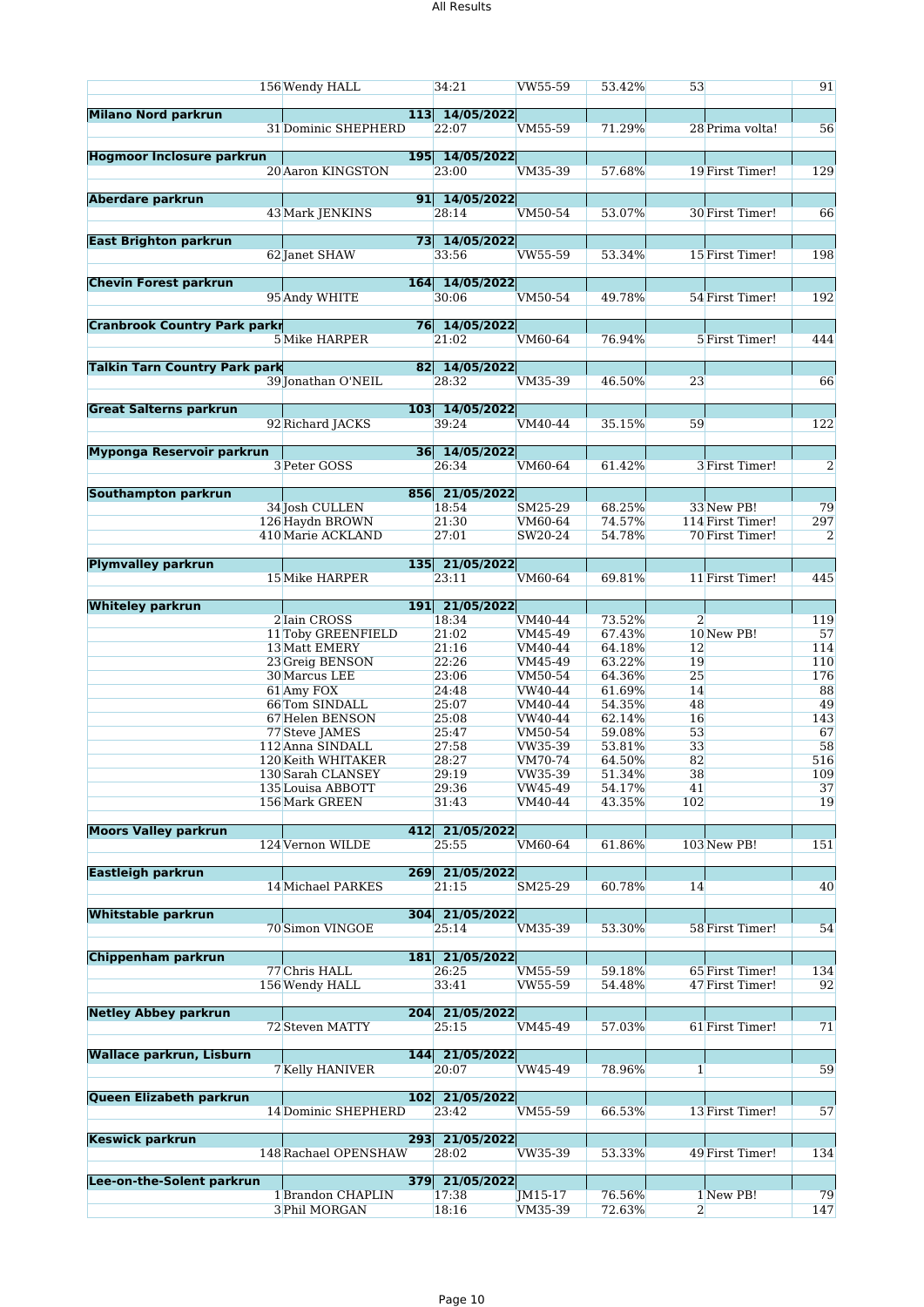| | | | | | | | |
|---|---|---|---|---|---|---|---|
| | 156 Wendy HALL | 34:21 | VW55-59 | 53.42% | 53 | | 91 |
| **Milano Nord parkrun** | 113 | 14/05/2022 | | | | | |
| | 31 Dominic SHEPHERD | 22:07 | VM55-59 | 71.29% | 28 | Prima volta! | 56 |
| **Hogmoor Inclosure parkrun** | 195 | 14/05/2022 | | | | | |
| | 20 Aaron KINGSTON | 23:00 | VM35-39 | 57.68% | 19 | First Timer! | 129 |
| **Aberdare parkrun** | 91 | 14/05/2022 | | | | | |
| | 43 Mark JENKINS | 28:14 | VM50-54 | 53.07% | 30 | First Timer! | 66 |
| **East Brighton parkrun** | 73 | 14/05/2022 | | | | | |
| | 62 Janet SHAW | 33:56 | VW55-59 | 53.34% | 15 | First Timer! | 198 |
| **Chevin Forest parkrun** | 164 | 14/05/2022 | | | | | |
| | 95 Andy WHITE | 30:06 | VM50-54 | 49.78% | 54 | First Timer! | 192 |
| **Cranbrook Country Park parkr** | 76 | 14/05/2022 | | | | | |
| | 5 Mike HARPER | 21:02 | VM60-64 | 76.94% | 5 | First Timer! | 444 |
| **Talkin Tarn Country Park park** | 82 | 14/05/2022 | | | | | |
| | 39 Jonathan O'NEIL | 28:32 | VM35-39 | 46.50% | 23 | | 66 |
| **Great Salterns parkrun** | 103 | 14/05/2022 | | | | | |
| | 92 Richard JACKS | 39:24 | VM40-44 | 35.15% | 59 | | 122 |
| **Myponga Reservoir parkrun** | 36 | 14/05/2022 | | | | | |
| | 3 Peter GOSS | 26:34 | VM60-64 | 61.42% | 3 | First Timer! | 2 |
| **Southampton parkrun** | 856 | 21/05/2022 | | | | | |
| | 34 Josh CULLEN | 18:54 | SM25-29 | 68.25% | 33 | New PB! | 79 |
| | 126 Haydn BROWN | 21:30 | VM60-64 | 74.57% | 114 | First Timer! | 297 |
| | 410 Marie ACKLAND | 27:01 | SW20-24 | 54.78% | 70 | First Timer! | 2 |
| **Plymvalley parkrun** | 135 | 21/05/2022 | | | | | |
| | 15 Mike HARPER | 23:11 | VM60-64 | 69.81% | 11 | First Timer! | 445 |
| **Whiteley parkrun** | 191 | 21/05/2022 | | | | | |
| | 2 Iain CROSS | 18:34 | VM40-44 | 73.52% | 2 | | 119 |
| | 11 Toby GREENFIELD | 21:02 | VM45-49 | 67.43% | 10 | New PB! | 57 |
| | 13 Matt EMERY | 21:16 | VM40-44 | 64.18% | 12 | | 114 |
| | 23 Greig BENSON | 22:26 | VM45-49 | 63.22% | 19 | | 110 |
| | 30 Marcus LEE | 23:06 | VM50-54 | 64.36% | 25 | | 176 |
| | 61 Amy FOX | 24:48 | VW40-44 | 61.69% | 14 | | 88 |
| | 66 Tom SINDALL | 25:07 | VM40-44 | 54.35% | 48 | | 49 |
| | 67 Helen BENSON | 25:08 | VW40-44 | 62.14% | 16 | | 143 |
| | 77 Steve JAMES | 25:47 | VM50-54 | 59.08% | 53 | | 67 |
| | 112 Anna SINDALL | 27:58 | VW35-39 | 53.81% | 33 | | 58 |
| | 120 Keith WHITAKER | 28:27 | VM70-74 | 64.50% | 82 | | 516 |
| | 130 Sarah CLANSEY | 29:19 | VW35-39 | 51.34% | 38 | | 109 |
| | 135 Louisa ABBOTT | 29:36 | VW45-49 | 54.17% | 41 | | 37 |
| | 156 Mark GREEN | 31:43 | VM40-44 | 43.35% | 102 | | 19 |
| **Moors Valley parkrun** | 412 | 21/05/2022 | | | | | |
| | 124 Vernon WILDE | 25:55 | VM60-64 | 61.86% | 103 | New PB! | 151 |
| **Eastleigh parkrun** | 269 | 21/05/2022 | | | | | |
| | 14 Michael PARKES | 21:15 | SM25-29 | 60.78% | 14 | | 40 |
| **Whitstable parkrun** | 304 | 21/05/2022 | | | | | |
| | 70 Simon VINGOE | 25:14 | VM35-39 | 53.30% | 58 | First Timer! | 54 |
| **Chippenham parkrun** | 181 | 21/05/2022 | | | | | |
| | 77 Chris HALL | 26:25 | VM55-59 | 59.18% | 65 | First Timer! | 134 |
| | 156 Wendy HALL | 33:41 | VW55-59 | 54.48% | 47 | First Timer! | 92 |
| **Netley Abbey parkrun** | 204 | 21/05/2022 | | | | | |
| | 72 Steven MATTY | 25:15 | VM45-49 | 57.03% | 61 | First Timer! | 71 |
| **Wallace parkrun, Lisburn** | 144 | 21/05/2022 | | | | | |
| | 7 Kelly HANIVER | 20:07 | VW45-49 | 78.96% | 1 | | 59 |
| **Queen Elizabeth parkrun** | 102 | 21/05/2022 | | | | | |
| | 14 Dominic SHEPHERD | 23:42 | VM55-59 | 66.53% | 13 | First Timer! | 57 |
| **Keswick parkrun** | 293 | 21/05/2022 | | | | | |
| | 148 Rachael OPENSHAW | 28:02 | VW35-39 | 53.33% | 49 | First Timer! | 134 |
| **Lee-on-the-Solent parkrun** | 379 | 21/05/2022 | | | | | |
| | 1 Brandon CHAPLIN | 17:38 | JM15-17 | 76.56% | 1 | New PB! | 79 |
| | 3 Phil MORGAN | 18:16 | VM35-39 | 72.63% | 2 | | 147 |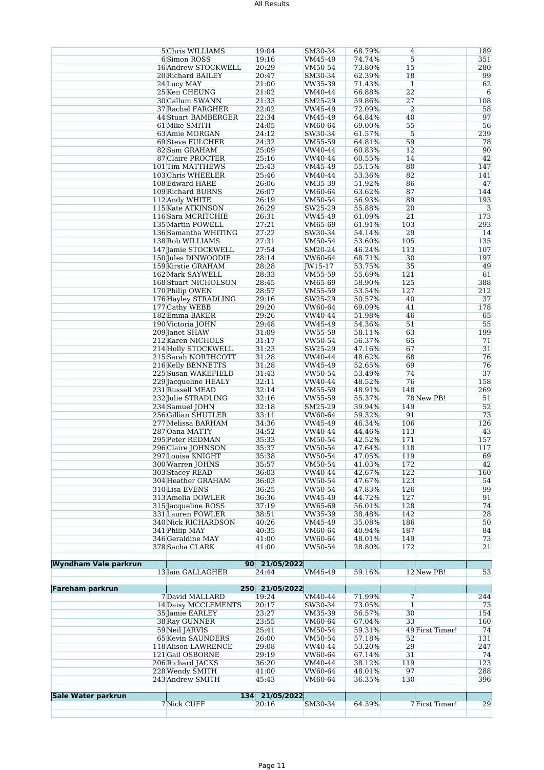| | | | | | | | |
|---|---|---|---|---|---|---|---|
| | 5 Chris WILLIAMS | 19:04 | SM30-34 | 68.79% | 4 | | 189 |
| | 6 Simon ROSS | 19:16 | VM45-49 | 74.74% | 5 | | 351 |
| | 16 Andrew STOCKWELL | 20:29 | VM50-54 | 73.80% | 15 | | 280 |
| | 20 Richard BAILEY | 20:47 | SM30-34 | 62.39% | 18 | | 99 |
| | 24 Lucy MAY | 21:00 | VW35-39 | 71.43% | 1 | | 62 |
| | 25 Ken CHEUNG | 21:02 | VM40-44 | 66.88% | 22 | | 6 |
| | 30 Callum SWANN | 21:33 | SM25-29 | 59.86% | 27 | | 108 |
| | 37 Rachel FARGHER | 22:02 | VW45-49 | 72.09% | 2 | | 58 |
| | 44 Stuart BAMBERGER | 22:34 | VM45-49 | 64.84% | 40 | | 97 |
| | 61 Mike SMITH | 24:05 | VM60-64 | 69.00% | 55 | | 56 |
| | 63 Amie MORGAN | 24:12 | SW30-34 | 61.57% | 5 | | 239 |
| | 69 Steve FULCHER | 24:32 | VM55-59 | 64.81% | 59 | | 78 |
| | 82 Sam GRAHAM | 25:09 | VW40-44 | 60.83% | 12 | | 90 |
| | 87 Claire PROCTER | 25:16 | VW40-44 | 60.55% | 14 | | 42 |
| | 101 Tim MATTHEWS | 25:43 | VM45-49 | 55.15% | 80 | | 147 |
| | 103 Chris WHEELER | 25:46 | VM40-44 | 53.36% | 82 | | 141 |
| | 108 Edward HARE | 26:06 | VM35-39 | 51.92% | 86 | | 47 |
| | 109 Richard BURNS | 26:07 | VM60-64 | 63.62% | 87 | | 144 |
| | 112 Andy WHITE | 26:19 | VM50-54 | 56.93% | 89 | | 193 |
| | 115 Kate ATKINSON | 26:29 | SW25-29 | 55.88% | 20 | | 3 |
| | 116 Sara MCRITCHIE | 26:31 | VW45-49 | 61.09% | 21 | | 173 |
| | 135 Martin POWELL | 27:21 | VM65-69 | 61.91% | 103 | | 293 |
| | 136 Samantha WHITING | 27:22 | SW30-34 | 54.14% | 29 | | 14 |
| | 138 Rob WILLIAMS | 27:31 | VM50-54 | 53.60% | 105 | | 135 |
| | 147 Jamie STOCKWELL | 27:54 | SM20-24 | 46.24% | 113 | | 107 |
| | 150 Jules DINWOODIE | 28:14 | VW60-64 | 68.71% | 30 | | 197 |
| | 159 Kirstie GRAHAM | 28:28 | JW15-17 | 53.75% | 35 | | 49 |
| | 162 Mark SAYWELL | 28:33 | VM55-59 | 55.69% | 121 | | 61 |
| | 168 Stuart NICHOLSON | 28:45 | VM65-69 | 58.90% | 125 | | 388 |
| | 170 Philip OWEN | 28:57 | VM55-59 | 53.54% | 127 | | 212 |
| | 176 Hayley STRADLING | 29:16 | SW25-29 | 50.57% | 40 | | 37 |
| | 177 Cathy WEBB | 29:20 | VW60-64 | 69.09% | 41 | | 178 |
| | 182 Emma BAKER | 29:26 | VW40-44 | 51.98% | 46 | | 65 |
| | 190 Victoria JOHN | 29:48 | VW45-49 | 54.36% | 51 | | 55 |
| | 209 Janet SHAW | 31:09 | VW55-59 | 58.11% | 63 | | 199 |
| | 212 Karen NICHOLS | 31:17 | VW50-54 | 56.37% | 65 | | 71 |
| | 214 Holly STOCKWELL | 31:23 | SW25-29 | 47.16% | 67 | | 31 |
| | 215 Sarah NORTHCOTT | 31:28 | VW40-44 | 48.62% | 68 | | 76 |
| | 216 Kelly BENNETTS | 31:28 | VW45-49 | 52.65% | 69 | | 76 |
| | 225 Susan WAKEFIELD | 31:43 | VW50-54 | 53.49% | 74 | | 37 |
| | 229 Jacqueline HEALY | 32:11 | VW40-44 | 48.52% | 76 | | 158 |
| | 231 Russell MEAD | 32:14 | VM55-59 | 48.91% | 148 | | 269 |
| | 232 Julie STRADLING | 32:16 | VW55-59 | 55.37% | 78 | New PB! | 51 |
| | 234 Samuel JOHN | 32:18 | SM25-29 | 39.94% | 149 | | 52 |
| | 256 Gillian SHUTLER | 33:11 | VW60-64 | 59.32% | 91 | | 73 |
| | 277 Melissa BARHAM | 34:36 | VW45-49 | 46.34% | 106 | | 126 |
| | 287 Oana MATTY | 34:52 | VW40-44 | 44.46% | 113 | | 43 |
| | 295 Peter REDMAN | 35:33 | VM50-54 | 42.52% | 171 | | 157 |
| | 296 Claire JOHNSON | 35:37 | VW50-54 | 47.64% | 118 | | 117 |
| | 297 Louisa KNIGHT | 35:38 | VW50-54 | 47.05% | 119 | | 69 |
| | 300 Warren JOHNS | 35:57 | VM50-54 | 41.03% | 172 | | 42 |
| | 303 Stacey READ | 36:03 | VW40-44 | 42.67% | 122 | | 160 |
| | 304 Heather GRAHAM | 36:03 | VW50-54 | 47.67% | 123 | | 54 |
| | 310 Lisa EVENS | 36:25 | VW50-54 | 47.83% | 126 | | 99 |
| | 313 Amelia DOWLER | 36:36 | VW45-49 | 44.72% | 127 | | 91 |
| | 315 Jacqueline ROSS | 37:19 | VW65-69 | 56.01% | 128 | | 74 |
| | 331 Lauren FOWLER | 38:51 | VW35-39 | 38.48% | 142 | | 28 |
| | 340 Nick RICHARDSON | 40:26 | VM45-49 | 35.08% | 186 | | 50 |
| | 341 Philip MAY | 40:35 | VM60-64 | 40.94% | 187 | | 84 |
| | 346 Geraldine MAY | 41:00 | VW60-64 | 48.01% | 149 | | 73 |
| | 378 Sacha CLARK | 41:00 | VW50-54 | 28.80% | 172 | | 21 |
| | | | | | | | |
| **Wyndham Vale parkrun** | **90** | **21/05/2022** | | | | | |
| | 13 Iain GALLAGHER | 24:44 | VM45-49 | 59.16% | 12 | New PB! | 53 |
| | | | | | | | |
| **Fareham parkrun** | **250** | **21/05/2022** | | | | | |
| | 7 David MALLARD | 19:24 | VM40-44 | 71.99% | 7 | | 244 |
| | 14 Daisy MCCLEMENTS | 20:17 | SW30-34 | 73.05% | 1 | | 73 |
| | 35 Jamie EARLEY | 23:27 | VM35-39 | 56.57% | 30 | | 154 |
| | 38 Ray GUNNER | 23:55 | VM60-64 | 67.04% | 33 | | 160 |
| | 59 Neil JARVIS | 25:41 | VM50-54 | 59.31% | 49 | First Timer! | 74 |
| | 65 Kevin SAUNDERS | 26:00 | VM50-54 | 57.18% | 52 | | 131 |
| | 118 Alison LAWRENCE | 29:08 | VW40-44 | 53.20% | 29 | | 247 |
| | 121 Gail OSBORNE | 29:19 | VW60-64 | 67.14% | 31 | | 74 |
| | 206 Richard JACKS | 36:20 | VM40-44 | 38.12% | 119 | | 123 |
| | 228 Wendy SMITH | 41:00 | VW60-64 | 48.01% | 97 | | 288 |
| | 243 Andrew SMITH | 45:43 | VM60-64 | 36.35% | 130 | | 396 |
| | | | | | | | |
| **Sale Water parkrun** | **134** | **21/05/2022** | | | | | |
| | 7 Nick CUFF | 20:16 | SM30-34 | 64.39% | 7 | First Timer! | 29 |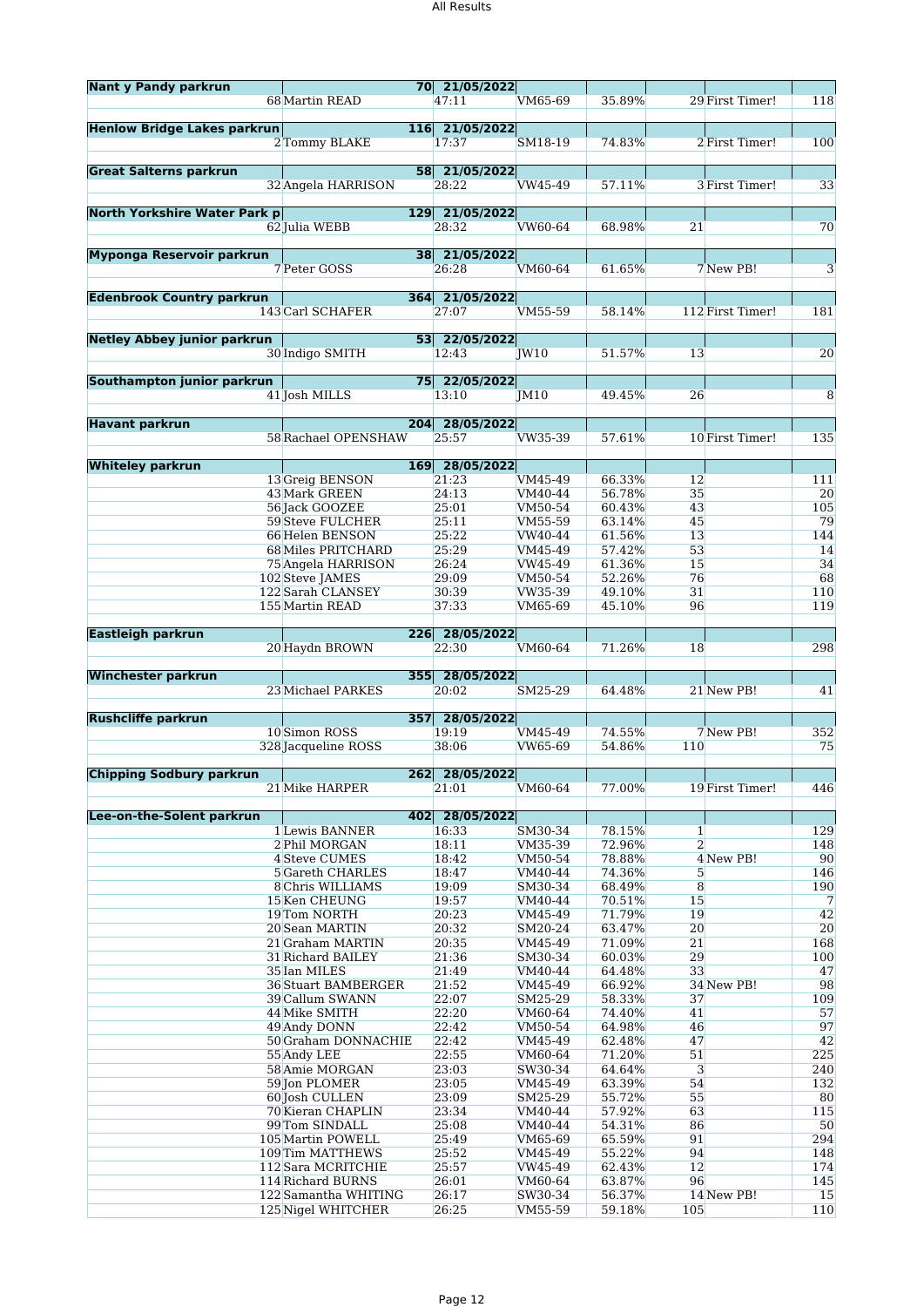| Event | Pos | Name / Runners | Time / Date | Category | Age Grade | Gender Pos | Note | Runs |
|---|---|---|---|---|---|---|---|---|
| **Nant y Pandy parkrun** | | 70 | 21/05/2022 | | | | | |
| | 68 | Martin READ | 47:11 | VM65-69 | 35.89% | 29 | First Timer! | 118 |
| **Henlow Bridge Lakes parkrun** | | 116 | 21/05/2022 | | | | | |
| | 2 | Tommy BLAKE | 17:37 | SM18-19 | 74.83% | 2 | First Timer! | 100 |
| **Great Salterns parkrun** | | 58 | 21/05/2022 | | | | | |
| | 32 | Angela HARRISON | 28:22 | VW45-49 | 57.11% | 3 | First Timer! | 33 |
| **North Yorkshire Water Park p** | | 129 | 21/05/2022 | | | | | |
| | 62 | Julia WEBB | 28:32 | VW60-64 | 68.98% | 21 | | 70 |
| **Myponga Reservoir parkrun** | | 38 | 21/05/2022 | | | | | |
| | 7 | Peter GOSS | 26:28 | VM60-64 | 61.65% | 7 | New PB! | 3 |
| **Edenbrook Country parkrun** | | 364 | 21/05/2022 | | | | | |
| | 143 | Carl SCHAFER | 27:07 | VM55-59 | 58.14% | 112 | First Timer! | 181 |
| **Netley Abbey junior parkrun** | | 53 | 22/05/2022 | | | | | |
| | 30 | Indigo SMITH | 12:43 | JW10 | 51.57% | 13 | | 20 |
| **Southampton junior parkrun** | | 75 | 22/05/2022 | | | | | |
| | 41 | Josh MILLS | 13:10 | JM10 | 49.45% | 26 | | 8 |
| **Havant parkrun** | | 204 | 28/05/2022 | | | | | |
| | 58 | Rachael OPENSHAW | 25:57 | VW35-39 | 57.61% | 10 | First Timer! | 135 |
| **Whiteley parkrun** | | 169 | 28/05/2022 | | | | | |
| | 13 | Greig BENSON | 21:23 | VM45-49 | 66.33% | 12 | | 111 |
| | 43 | Mark GREEN | 24:13 | VM40-44 | 56.78% | 35 | | 20 |
| | 56 | Jack GOOZEE | 25:01 | VM50-54 | 60.43% | 43 | | 105 |
| | 59 | Steve FULCHER | 25:11 | VM55-59 | 63.14% | 45 | | 79 |
| | 66 | Helen BENSON | 25:22 | VW40-44 | 61.56% | 13 | | 144 |
| | 68 | Miles PRITCHARD | 25:29 | VM45-49 | 57.42% | 53 | | 14 |
| | 75 | Angela HARRISON | 26:24 | VW45-49 | 61.36% | 15 | | 34 |
| | 102 | Steve JAMES | 29:09 | VM50-54 | 52.26% | 76 | | 68 |
| | 122 | Sarah CLANSEY | 30:39 | VW35-39 | 49.10% | 31 | | 110 |
| | 155 | Martin READ | 37:33 | VM65-69 | 45.10% | 96 | | 119 |
| **Eastleigh parkrun** | | 226 | 28/05/2022 | | | | | |
| | 20 | Haydn BROWN | 22:30 | VM60-64 | 71.26% | 18 | | 298 |
| **Winchester parkrun** | | 355 | 28/05/2022 | | | | | |
| | 23 | Michael PARKES | 20:02 | SM25-29 | 64.48% | 21 | New PB! | 41 |
| **Rushcliffe parkrun** | | 357 | 28/05/2022 | | | | | |
| | 10 | Simon ROSS | 19:19 | VM45-49 | 74.55% | 7 | New PB! | 352 |
| | 328 | Jacqueline ROSS | 38:06 | VW65-69 | 54.86% | 110 | | 75 |
| **Chipping Sodbury parkrun** | | 262 | 28/05/2022 | | | | | |
| | 21 | Mike HARPER | 21:01 | VM60-64 | 77.00% | 19 | First Timer! | 446 |
| **Lee-on-the-Solent parkrun** | | 402 | 28/05/2022 | | | | | |
| | 1 | Lewis BANNER | 16:33 | SM30-34 | 78.15% | 1 | | 129 |
| | 2 | Phil MORGAN | 18:11 | VM35-39 | 72.96% | 2 | | 148 |
| | 4 | Steve CUMES | 18:42 | VM50-54 | 78.88% | 4 | New PB! | 90 |
| | 5 | Gareth CHARLES | 18:47 | VM40-44 | 74.36% | 5 | | 146 |
| | 8 | Chris WILLIAMS | 19:09 | SM30-34 | 68.49% | 8 | | 190 |
| | 15 | Ken CHEUNG | 19:57 | VM40-44 | 70.51% | 15 | | 7 |
| | 19 | Tom NORTH | 20:23 | VM45-49 | 71.79% | 19 | | 42 |
| | 20 | Sean MARTIN | 20:32 | SM20-24 | 63.47% | 20 | | 20 |
| | 21 | Graham MARTIN | 20:35 | VM45-49 | 71.09% | 21 | | 168 |
| | 31 | Richard BAILEY | 21:36 | SM30-34 | 60.03% | 29 | | 100 |
| | 35 | Ian MILES | 21:49 | VM40-44 | 64.48% | 33 | | 47 |
| | 36 | Stuart BAMBERGER | 21:52 | VM45-49 | 66.92% | 34 | New PB! | 98 |
| | 39 | Callum SWANN | 22:07 | SM25-29 | 58.33% | 37 | | 109 |
| | 44 | Mike SMITH | 22:20 | VM60-64 | 74.40% | 41 | | 57 |
| | 49 | Andy DONN | 22:42 | VM50-54 | 64.98% | 46 | | 97 |
| | 50 | Graham DONNACHIE | 22:42 | VM45-49 | 62.48% | 47 | | 42 |
| | 55 | Andy LEE | 22:55 | VM60-64 | 71.20% | 51 | | 225 |
| | 58 | Amie MORGAN | 23:03 | SW30-34 | 64.64% | 3 | | 240 |
| | 59 | Jon PLOMER | 23:05 | VM45-49 | 63.39% | 54 | | 132 |
| | 60 | Josh CULLEN | 23:09 | SM25-29 | 55.72% | 55 | | 80 |
| | 70 | Kieran CHAPLIN | 23:34 | VM40-44 | 57.92% | 63 | | 115 |
| | 99 | Tom SINDALL | 25:08 | VM40-44 | 54.31% | 86 | | 50 |
| | 105 | Martin POWELL | 25:49 | VM65-69 | 65.59% | 91 | | 294 |
| | 109 | Tim MATTHEWS | 25:52 | VM45-49 | 55.22% | 94 | | 148 |
| | 112 | Sara MCRITCHIE | 25:57 | VW45-49 | 62.43% | 12 | | 174 |
| | 114 | Richard BURNS | 26:01 | VM60-64 | 63.87% | 96 | | 145 |
| | 122 | Samantha WHITING | 26:17 | SW30-34 | 56.37% | 14 | New PB! | 15 |
| | 125 | Nigel WHITCHER | 26:25 | VM55-59 | 59.18% | 105 | | 110 |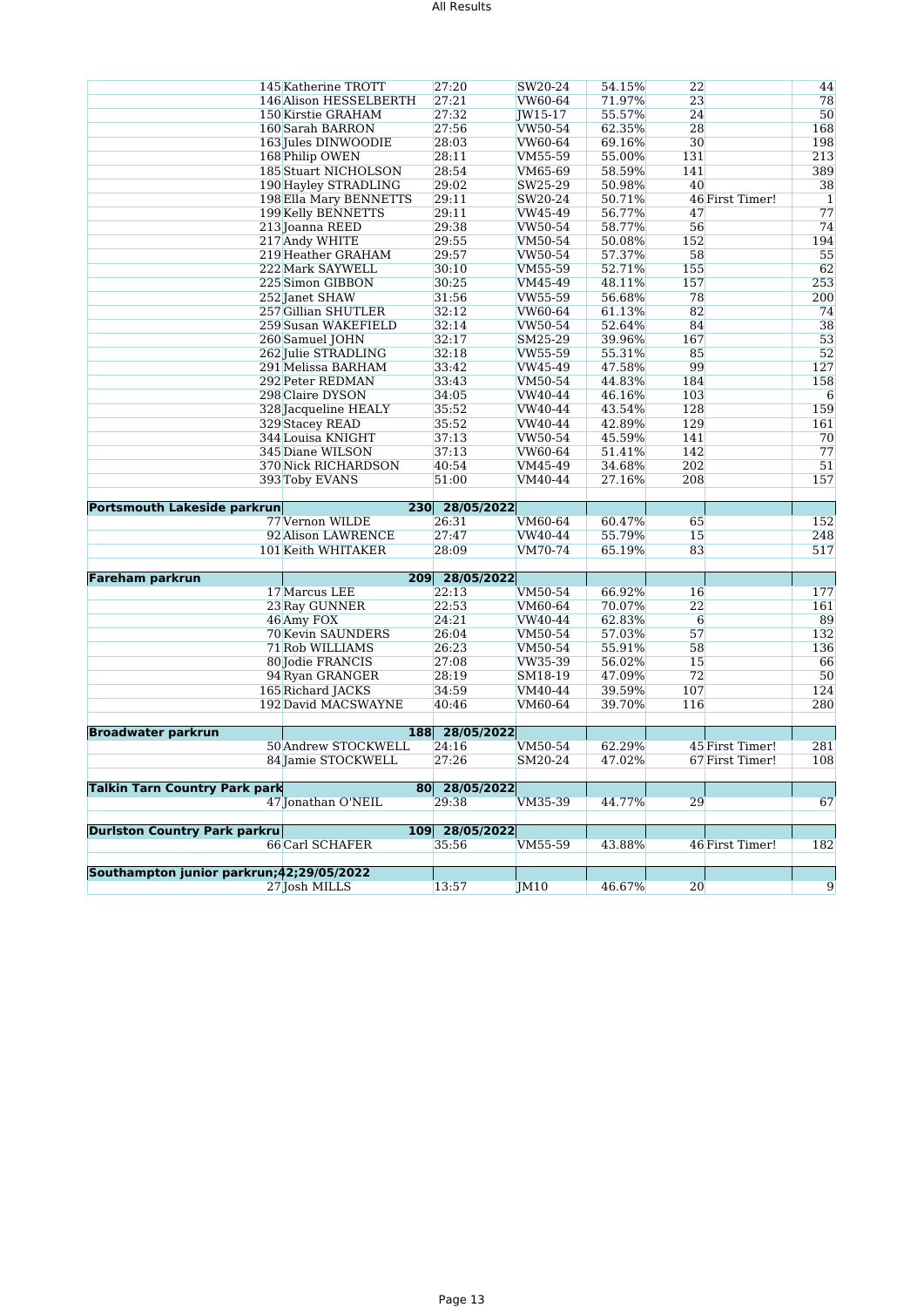| | | | | | | | |
|---|---|---|---|---|---|---|---|
| | 145 Katherine TROTT | 27:20 | SW20-24 | 54.15% | 22 | | 44 |
| | 146 Alison HESSELBERTH | 27:21 | VW60-64 | 71.97% | 23 | | 78 |
| | 150 Kirstie GRAHAM | 27:32 | JW15-17 | 55.57% | 24 | | 50 |
| | 160 Sarah BARRON | 27:56 | VW50-54 | 62.35% | 28 | | 168 |
| | 163 Jules DINWOODIE | 28:03 | VW60-64 | 69.16% | 30 | | 198 |
| | 168 Philip OWEN | 28:11 | VM55-59 | 55.00% | 131 | | 213 |
| | 185 Stuart NICHOLSON | 28:54 | VM65-69 | 58.59% | 141 | | 389 |
| | 190 Hayley STRADLING | 29:02 | SW25-29 | 50.98% | 40 | | 38 |
| | 198 Ella Mary BENNETTS | 29:11 | SW20-24 | 50.71% | 46 | First Timer! | 1 |
| | 199 Kelly BENNETTS | 29:11 | VW45-49 | 56.77% | 47 | | 77 |
| | 213 Joanna REED | 29:38 | VW50-54 | 58.77% | 56 | | 74 |
| | 217 Andy WHITE | 29:55 | VM50-54 | 50.08% | 152 | | 194 |
| | 219 Heather GRAHAM | 29:57 | VW50-54 | 57.37% | 58 | | 55 |
| | 222 Mark SAYWELL | 30:10 | VM55-59 | 52.71% | 155 | | 62 |
| | 225 Simon GIBBON | 30:25 | VM45-49 | 48.11% | 157 | | 253 |
| | 252 Janet SHAW | 31:56 | VW55-59 | 56.68% | 78 | | 200 |
| | 257 Gillian SHUTLER | 32:12 | VW60-64 | 61.13% | 82 | | 74 |
| | 259 Susan WAKEFIELD | 32:14 | VW50-54 | 52.64% | 84 | | 38 |
| | 260 Samuel JOHN | 32:17 | SM25-29 | 39.96% | 167 | | 53 |
| | 262 Julie STRADLING | 32:18 | VW55-59 | 55.31% | 85 | | 52 |
| | 291 Melissa BARHAM | 33:42 | VW45-49 | 47.58% | 99 | | 127 |
| | 292 Peter REDMAN | 33:43 | VM50-54 | 44.83% | 184 | | 158 |
| | 298 Claire DYSON | 34:05 | VW40-44 | 46.16% | 103 | | 6 |
| | 328 Jacqueline HEALY | 35:52 | VW40-44 | 43.54% | 128 | | 159 |
| | 329 Stacey READ | 35:52 | VW40-44 | 42.89% | 129 | | 161 |
| | 344 Louisa KNIGHT | 37:13 | VW50-54 | 45.59% | 141 | | 70 |
| | 345 Diane WILSON | 37:13 | VW60-64 | 51.41% | 142 | | 77 |
| | 370 Nick RICHARDSON | 40:54 | VM45-49 | 34.68% | 202 | | 51 |
| | 393 Toby EVANS | 51:00 | VM40-44 | 27.16% | 208 | | 157 |
| | | | | | | | |
| **Portsmouth Lakeside parkrun** | **230** | **28/05/2022** | | | | | |
| | 77 Vernon WILDE | 26:31 | VM60-64 | 60.47% | 65 | | 152 |
| | 92 Alison LAWRENCE | 27:47 | VW40-44 | 55.79% | 15 | | 248 |
| | 101 Keith WHITAKER | 28:09 | VM70-74 | 65.19% | 83 | | 517 |
| | | | | | | | |
| **Fareham parkrun** | **209** | **28/05/2022** | | | | | |
| | 17 Marcus LEE | 22:13 | VM50-54 | 66.92% | 16 | | 177 |
| | 23 Ray GUNNER | 22:53 | VM60-64 | 70.07% | 22 | | 161 |
| | 46 Amy FOX | 24:21 | VW40-44 | 62.83% | 6 | | 89 |
| | 70 Kevin SAUNDERS | 26:04 | VM50-54 | 57.03% | 57 | | 132 |
| | 71 Rob WILLIAMS | 26:23 | VM50-54 | 55.91% | 58 | | 136 |
| | 80 Jodie FRANCIS | 27:08 | VW35-39 | 56.02% | 15 | | 66 |
| | 94 Ryan GRANGER | 28:19 | SM18-19 | 47.09% | 72 | | 50 |
| | 165 Richard JACKS | 34:59 | VM40-44 | 39.59% | 107 | | 124 |
| | 192 David MACSWAYNE | 40:46 | VM60-64 | 39.70% | 116 | | 280 |
| | | | | | | | |
| **Broadwater parkrun** | **188** | **28/05/2022** | | | | | |
| | 50 Andrew STOCKWELL | 24:16 | VM50-54 | 62.29% | 45 | First Timer! | 281 |
| | 84 Jamie STOCKWELL | 27:26 | SM20-24 | 47.02% | 67 | First Timer! | 108 |
| | | | | | | | |
| **Talkin Tarn Country Park park** | **80** | **28/05/2022** | | | | | |
| | 47 Jonathan O'NEIL | 29:38 | VM35-39 | 44.77% | 29 | | 67 |
| | | | | | | | |
| **Durlston Country Park parkru** | **109** | **28/05/2022** | | | | | |
| | 66 Carl SCHAFER | 35:56 | VM55-59 | 43.88% | 46 | First Timer! | 182 |
| | | | | | | | |
| **Southampton junior parkrun;42;29/05/2022** | | | | | | | |
| | 27 Josh MILLS | 13:57 | JM10 | 46.67% | 20 | | 9 |